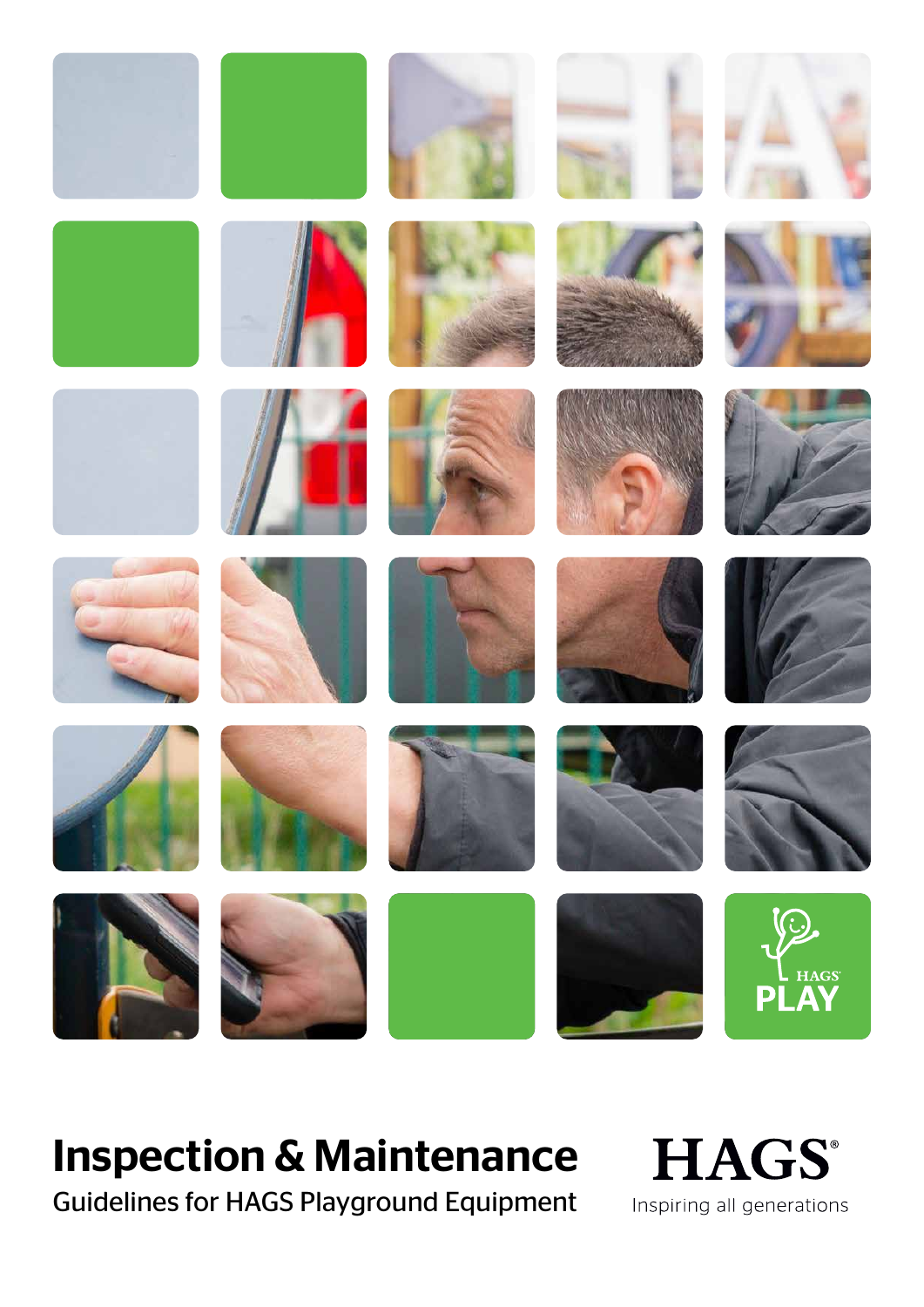# Inspection & Maintenance

Guidelines for HAGS Playground Equipment

HAGS®

Inspiring all generations

HAGS PLAY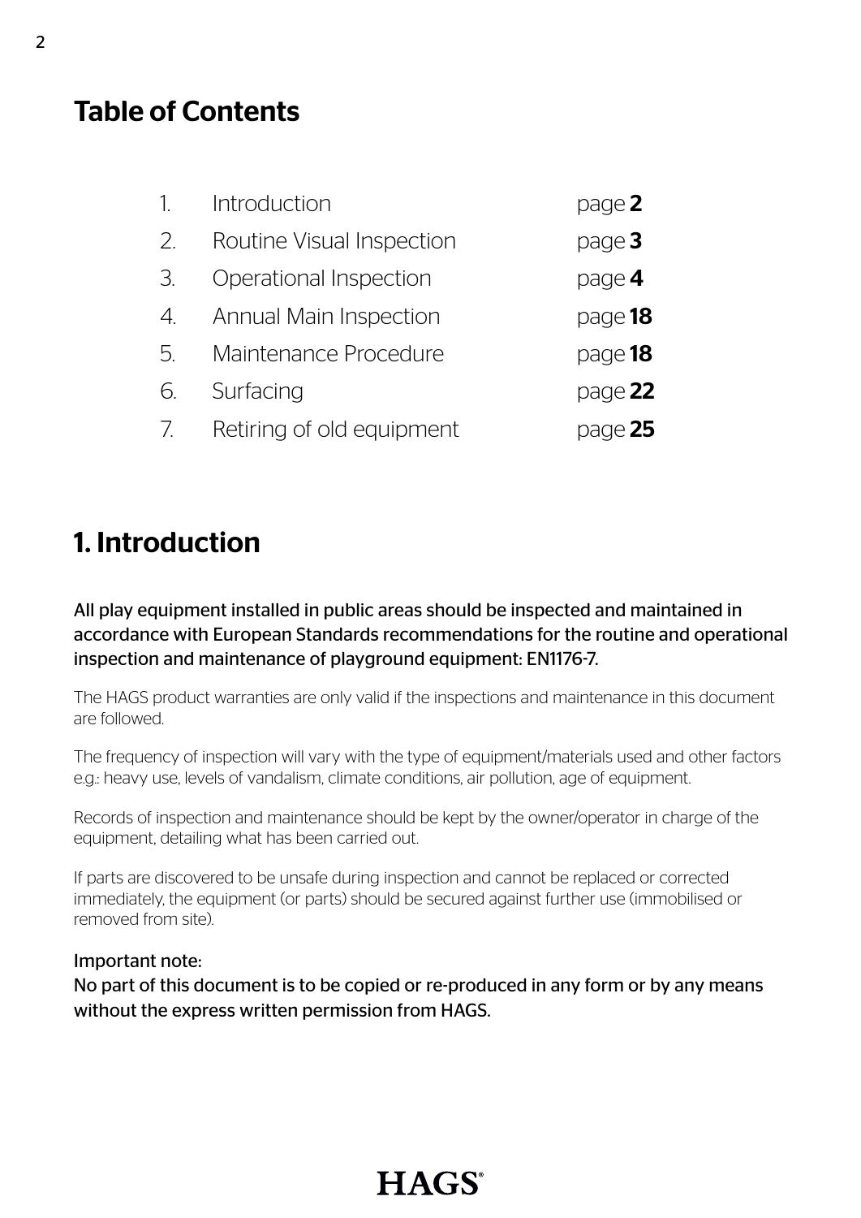## Table of Contents

| | | |
|---|---|---|
| 1. | Introduction | page **2** |
| 2. | Routine Visual Inspection | page **3** |
| 3. | Operational Inspection | page **4** |
| 4. | Annual Main Inspection | page **18** |
| 5. | Maintenance Procedure | page **18** |
| 6. | Surfacing | page **22** |
| 7. | Retiring of old equipment | page **25** |

## 1. Introduction

All play equipment installed in public areas should be inspected and maintained in accordance with European Standards recommendations for the routine and operational inspection and maintenance of playground equipment: EN1176-7.

The HAGS product warranties are only valid if the inspections and maintenance in this document are followed.

The frequency of inspection will vary with the type of equipment/materials used and other factors e.g.: heavy use, levels of vandalism, climate conditions, air pollution, age of equipment.

Records of inspection and maintenance should be kept by the owner/operator in charge of the equipment, detailing what has been carried out.

If parts are discovered to be unsafe during inspection and cannot be replaced or corrected immediately, the equipment (or parts) should be secured against further use (immobilised or removed from site).

Important note:
No part of this document is to be copied or re-produced in any form or by any means without the express written permission from HAGS.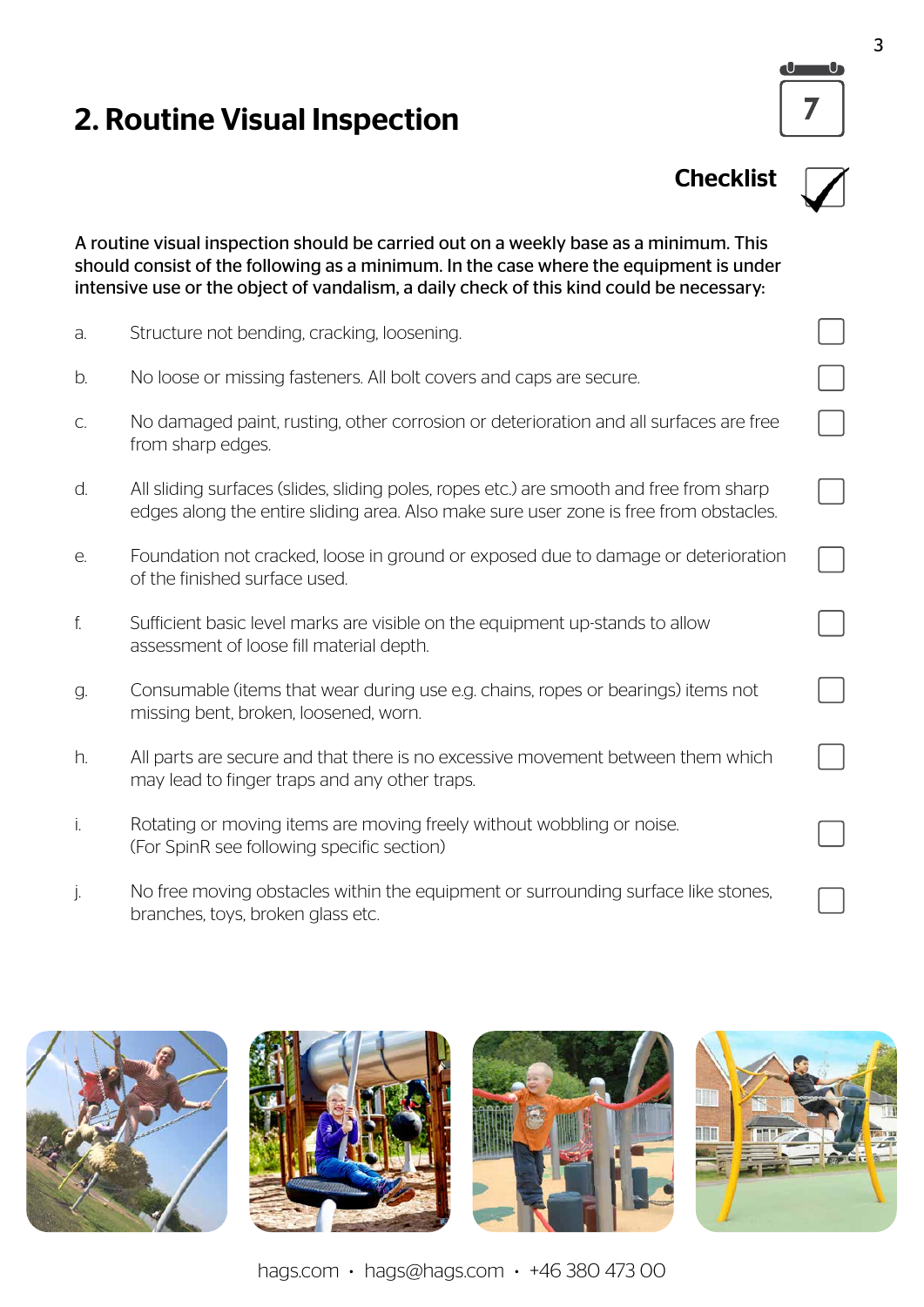## 2. Routine Visual Inspection

7

**Checklist**

**A routine visual inspection should be carried out on a weekly base as a minimum. This should consist of the following as a minimum. In the case where the equipment is under intensive use or the object of vandalism, a daily check of this kind could be necessary:**

a. Structure not bending, cracking, loosening. ☐

b. No loose or missing fasteners. All bolt covers and caps are secure. ☐

c. No damaged paint, rusting, other corrosion or deterioration and all surfaces are free from sharp edges. ☐

d. All sliding surfaces (slides, sliding poles, ropes etc.) are smooth and free from sharp edges along the entire sliding area. Also make sure user zone is free from obstacles. ☐

e. Foundation not cracked, loose in ground or exposed due to damage or deterioration of the finished surface used. ☐

f. Sufficient basic level marks are visible on the equipment up-stands to allow assessment of loose fill material depth. ☐

g. Consumable (items that wear during use e.g. chains, ropes or bearings) items not missing bent, broken, loosened, worn. ☐

h. All parts are secure and that there is no excessive movement between them which may lead to finger traps and any other traps. ☐

i. Rotating or moving items are moving freely without wobbling or noise. (For SpinR see following specific section) ☐

j. No free moving obstacles within the equipment or surrounding surface like stones, branches, toys, broken glass etc. ☐

hags.com • hags@hags.com • +46 380 473 00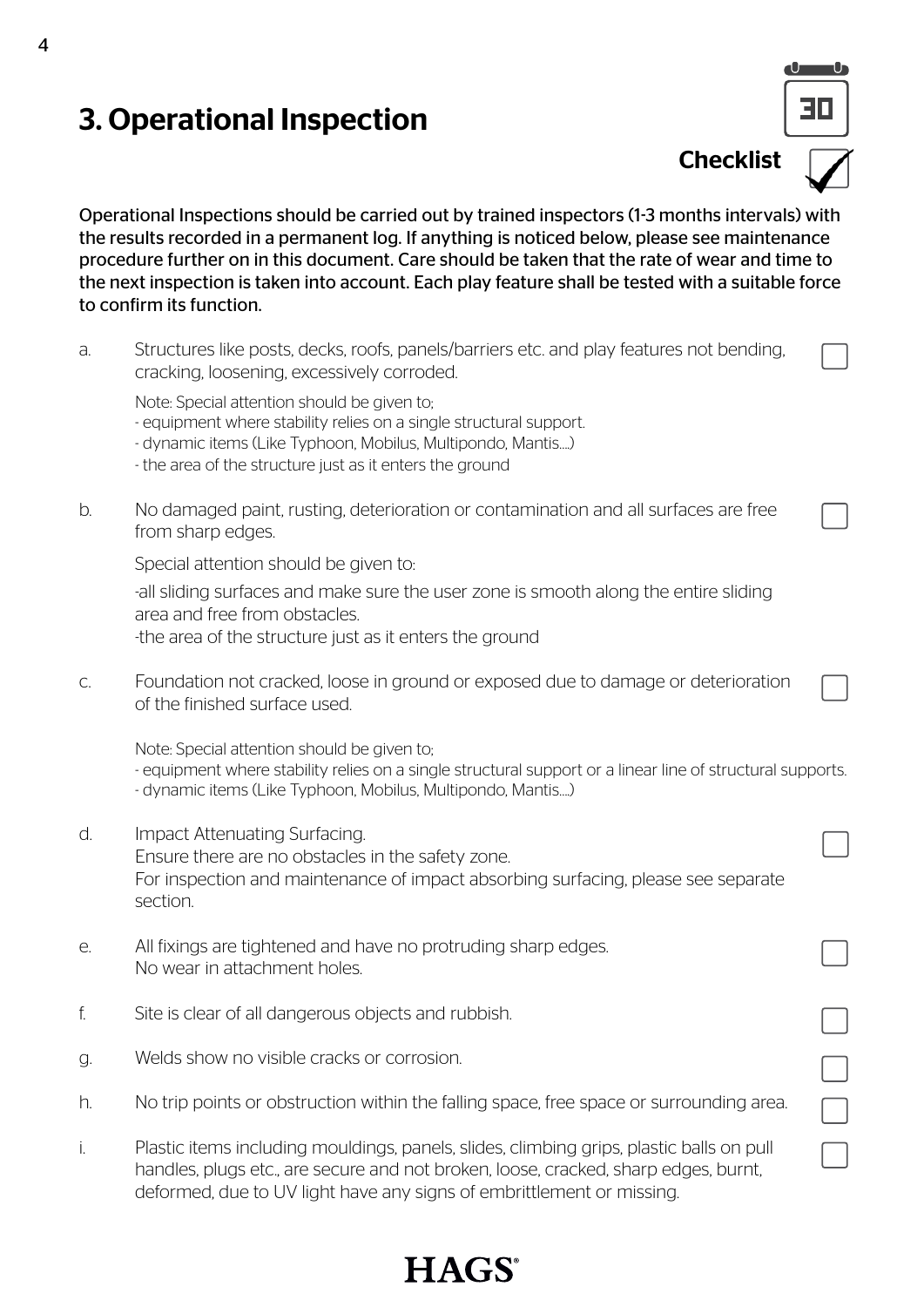# 3. Operational Inspection

**Checklist**

Operational Inspections should be carried out by trained inspectors (1-3 months intervals) with the results recorded in a permanent log. If anything is noticed below, please see maintenance procedure further on in this document. Care should be taken that the rate of wear and time to the next inspection is taken into account. Each play feature shall be tested with a suitable force to confirm its function.

- [ ] a. Structures like posts, decks, roofs, panels/barriers etc. and play features not bending, cracking, loosening, excessively corroded.

  Note: Special attention should be given to;
  - equipment where stability relies on a single structural support.
  - dynamic items (Like Typhoon, Mobilus, Multipondo, Mantis....)
  - the area of the structure just as it enters the ground

- [ ] b. No damaged paint, rusting, deterioration or contamination and all surfaces are free from sharp edges.

  Special attention should be given to:

  -all sliding surfaces and make sure the user zone is smooth along the entire sliding area and free from obstacles.
  -the area of the structure just as it enters the ground

- [ ] c. Foundation not cracked, loose in ground or exposed due to damage or deterioration of the finished surface used.

  Note: Special attention should be given to;
  - equipment where stability relies on a single structural support or a linear line of structural supports.
  - dynamic items (Like Typhoon, Mobilus, Multipondo, Mantis....)

- [ ] d. Impact Attenuating Surfacing.
  Ensure there are no obstacles in the safety zone.
  For inspection and maintenance of impact absorbing surfacing, please see separate section.

- [ ] e. All fixings are tightened and have no protruding sharp edges.
  No wear in attachment holes.

- [ ] f. Site is clear of all dangerous objects and rubbish.

- [ ] g. Welds show no visible cracks or corrosion.

- [ ] h. No trip points or obstruction within the falling space, free space or surrounding area.

- [ ] i. Plastic items including mouldings, panels, slides, climbing grips, plastic balls on pull handles, plugs etc., are secure and not broken, loose, cracked, sharp edges, burnt, deformed, due to UV light have any signs of embrittlement or missing.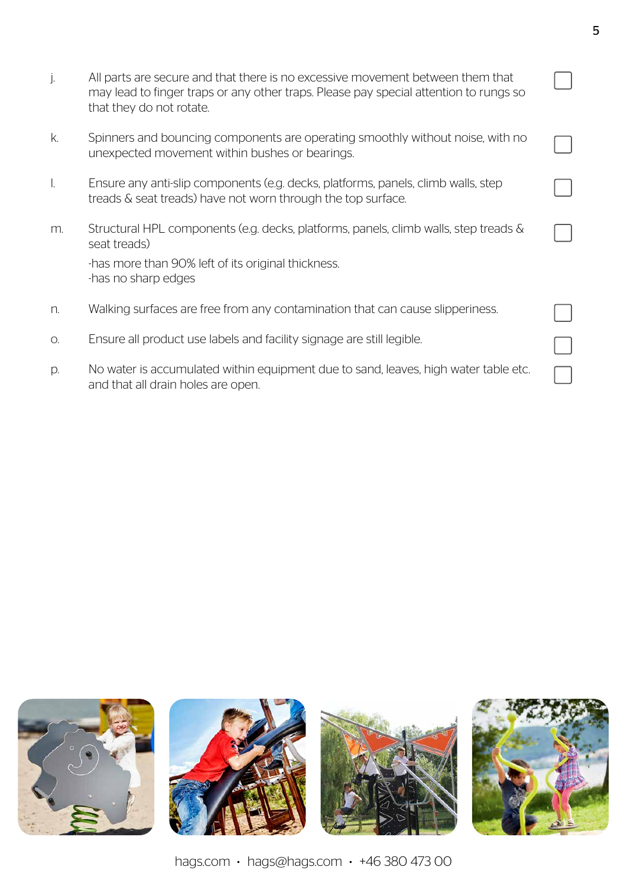- j. All parts are secure and that there is no excessive movement between them that may lead to finger traps or any other traps. Please pay special attention to rungs so that they do not rotate. ☐
- k. Spinners and bouncing components are operating smoothly without noise, with no unexpected movement within bushes or bearings. ☐
- l. Ensure any anti-slip components (e.g. decks, platforms, panels, climb walls, step treads & seat treads) have not worn through the top surface. ☐
- m. Structural HPL components (e.g. decks, platforms, panels, climb walls, step treads & seat treads) ☐

  -has more than 90% left of its original thickness.
  -has no sharp edges
- n. Walking surfaces are free from any contamination that can cause slipperiness. ☐
- o. Ensure all product use labels and facility signage are still legible. ☐
- p. No water is accumulated within equipment due to sand, leaves, high water table etc. and that all drain holes are open. ☐

hags.com • hags@hags.com • +46 380 473 00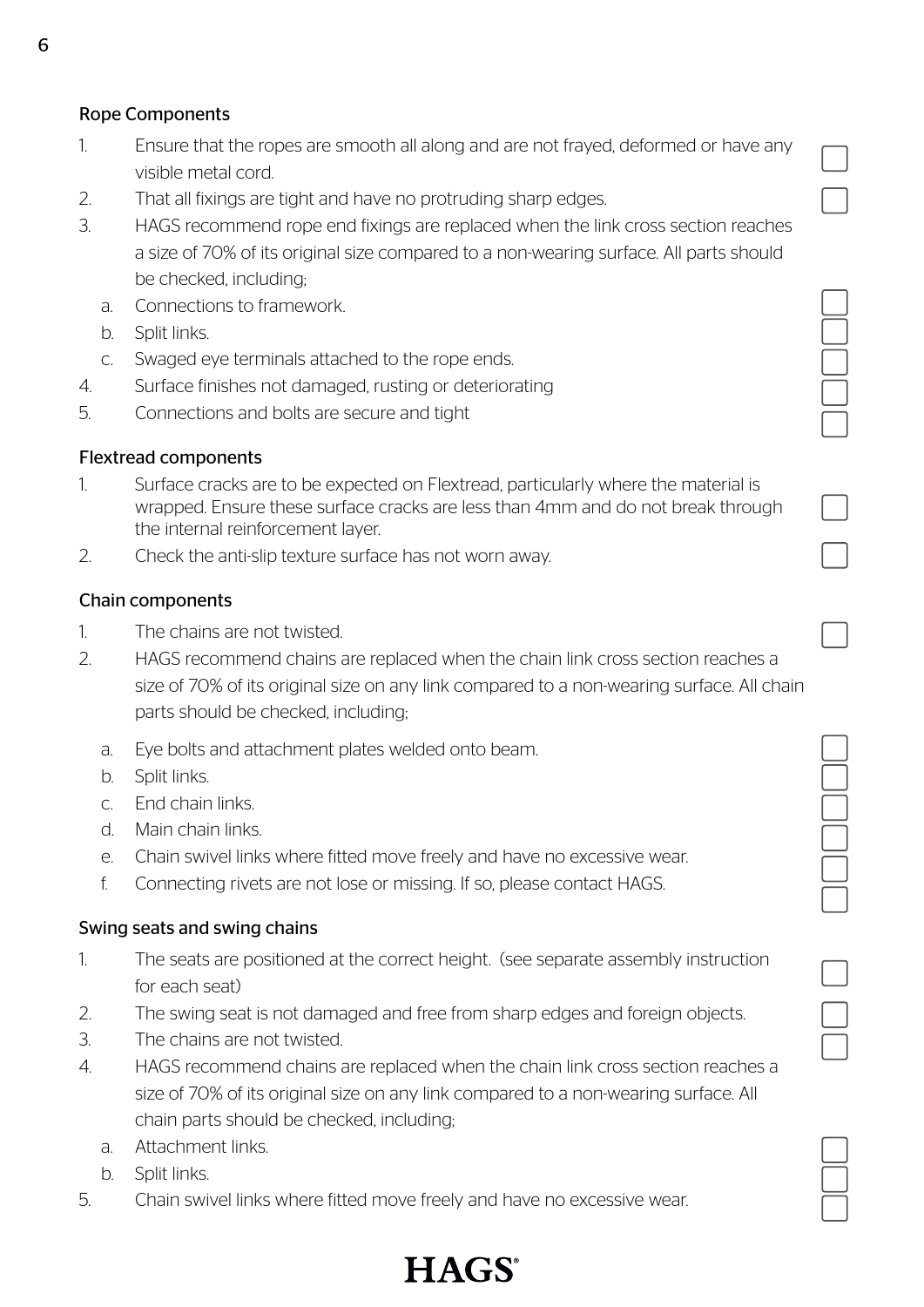### Rope Components

1. Ensure that the ropes are smooth all along and are not frayed, deformed or have any visible metal cord. ☐
2. That all fixings are tight and have no protruding sharp edges. ☐
3. HAGS recommend rope end fixings are replaced when the link cross section reaches a size of 70% of its original size compared to a non-wearing surface. All parts should be checked, including;
   a. Connections to framework. ☐
   b. Split links. ☐
   c. Swaged eye terminals attached to the rope ends. ☐
4. Surface finishes not damaged, rusting or deteriorating ☐
5. Connections and bolts are secure and tight ☐

### Flextread components

1. Surface cracks are to be expected on Flextread, particularly where the material is wrapped. Ensure these surface cracks are less than 4mm and do not break through the internal reinforcement layer. ☐
2. Check the anti-slip texture surface has not worn away. ☐

### Chain components

1. The chains are not twisted. ☐
2. HAGS recommend chains are replaced when the chain link cross section reaches a size of 70% of its original size on any link compared to a non-wearing surface. All chain parts should be checked, including;
   a. Eye bolts and attachment plates welded onto beam. ☐
   b. Split links. ☐
   c. End chain links. ☐
   d. Main chain links. ☐
   e. Chain swivel links where fitted move freely and have no excessive wear. ☐
   f. Connecting rivets are not lose or missing. If so, please contact HAGS. ☐

### Swing seats and swing chains

1. The seats are positioned at the correct height. (see separate assembly instruction for each seat) ☐
2. The swing seat is not damaged and free from sharp edges and foreign objects. ☐
3. The chains are not twisted. ☐
4. HAGS recommend chains are replaced when the chain link cross section reaches a size of 70% of its original size on any link compared to a non-wearing surface. All chain parts should be checked, including;
   a. Attachment links. ☐
   b. Split links. ☐
5. Chain swivel links where fitted move freely and have no excessive wear. ☐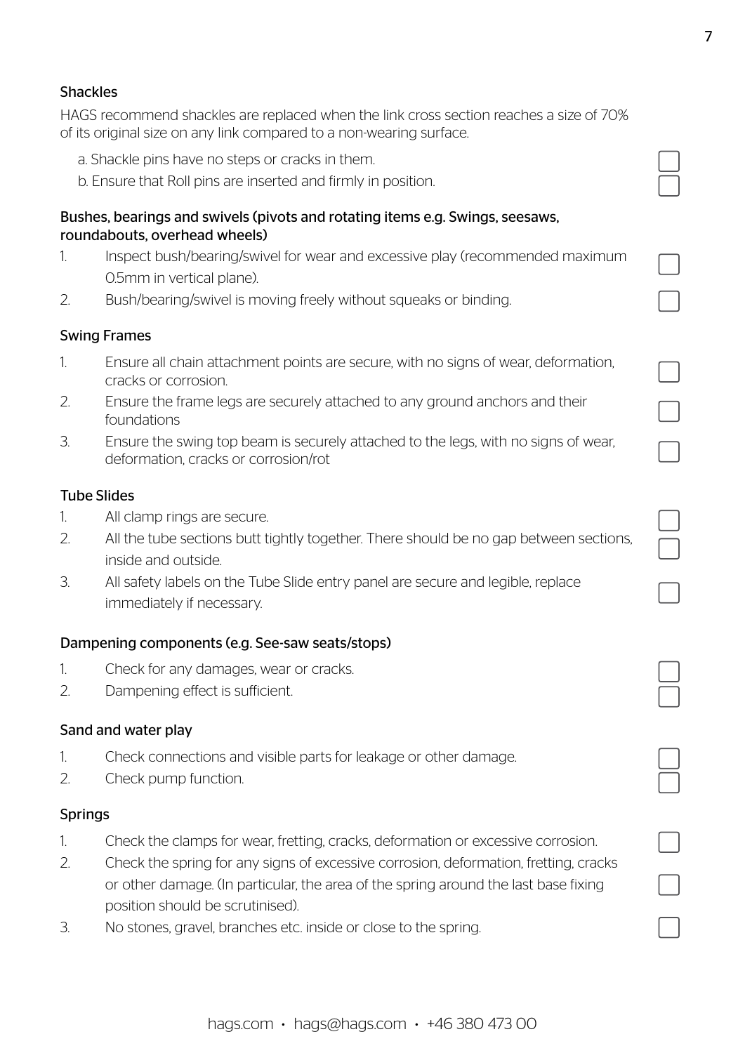### Shackles

HAGS recommend shackles are replaced when the link cross section reaches a size of 70% of its original size on any link compared to a non-wearing surface.

a. Shackle pins have no steps or cracks in them. ☐

b. Ensure that Roll pins are inserted and firmly in position. ☐

### Bushes, bearings and swivels (pivots and rotating items e.g. Swings, seesaws, roundabouts, overhead wheels)

1. Inspect bush/bearing/swivel for wear and excessive play (recommended maximum 0.5mm in vertical plane). ☐
2. Bush/bearing/swivel is moving freely without squeaks or binding. ☐

### Swing Frames

1. Ensure all chain attachment points are secure, with no signs of wear, deformation, cracks or corrosion. ☐
2. Ensure the frame legs are securely attached to any ground anchors and their foundations ☐
3. Ensure the swing top beam is securely attached to the legs, with no signs of wear, deformation, cracks or corrosion/rot ☐

### Tube Slides

1. All clamp rings are secure. ☐
2. All the tube sections butt tightly together. There should be no gap between sections, inside and outside. ☐
3. All safety labels on the Tube Slide entry panel are secure and legible, replace immediately if necessary. ☐

### Dampening components (e.g. See-saw seats/stops)

1. Check for any damages, wear or cracks. ☐
2. Dampening effect is sufficient. ☐

### Sand and water play

1. Check connections and visible parts for leakage or other damage. ☐
2. Check pump function. ☐

### Springs

1. Check the clamps for wear, fretting, cracks, deformation or excessive corrosion. ☐
2. Check the spring for any signs of excessive corrosion, deformation, fretting, cracks or other damage. (In particular, the area of the spring around the last base fixing position should be scrutinised). ☐
3. No stones, gravel, branches etc. inside or close to the spring. ☐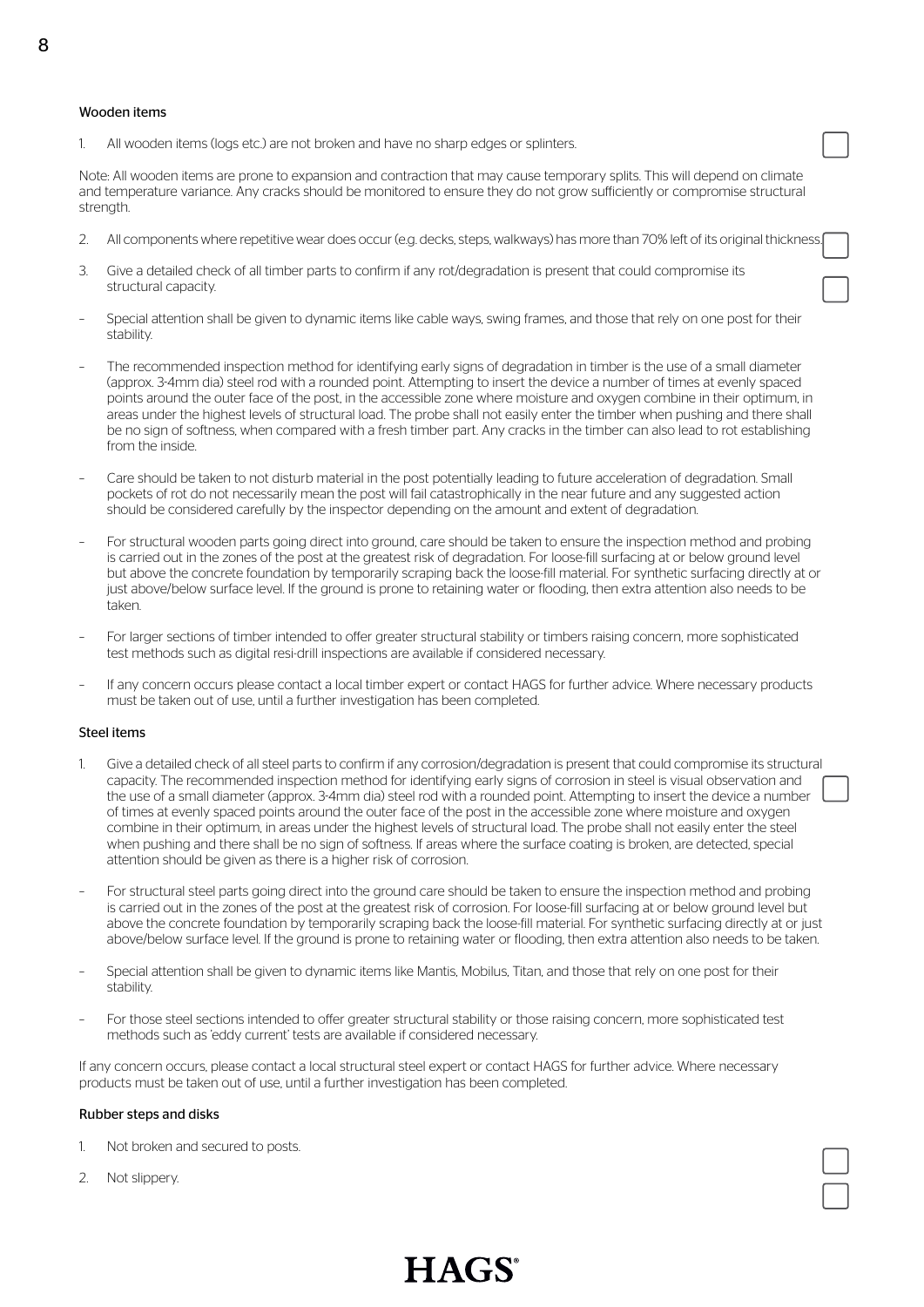### Wooden items

1. All wooden items (logs etc.) are not broken and have no sharp edges or splinters.

Note: All wooden items are prone to expansion and contraction that may cause temporary splits. This will depend on climate and temperature variance. Any cracks should be monitored to ensure they do not grow sufficiently or compromise structural strength.

2. All components where repetitive wear does occur (e.g. decks, steps, walkways) has more than 70% left of its original thickness.
3. Give a detailed check of all timber parts to confirm if any rot/degradation is present that could compromise its structural capacity.

- Special attention shall be given to dynamic items like cable ways, swing frames, and those that rely on one post for their stability.
- The recommended inspection method for identifying early signs of degradation in timber is the use of a small diameter (approx. 3-4mm dia) steel rod with a rounded point. Attempting to insert the device a number of times at evenly spaced points around the outer face of the post, in the accessible zone where moisture and oxygen combine in their optimum, in areas under the highest levels of structural load. The probe shall not easily enter the timber when pushing and there shall be no sign of softness, when compared with a fresh timber part. Any cracks in the timber can also lead to rot establishing from the inside.
- Care should be taken to not disturb material in the post potentially leading to future acceleration of degradation. Small pockets of rot do not necessarily mean the post will fail catastrophically in the near future and any suggested action should be considered carefully by the inspector depending on the amount and extent of degradation.
- For structural wooden parts going direct into ground, care should be taken to ensure the inspection method and probing is carried out in the zones of the post at the greatest risk of degradation. For loose-fill surfacing at or below ground level but above the concrete foundation by temporarily scraping back the loose-fill material. For synthetic surfacing directly at or just above/below surface level. If the ground is prone to retaining water or flooding, then extra attention also needs to be taken.
- For larger sections of timber intended to offer greater structural stability or timbers raising concern, more sophisticated test methods such as digital resi-drill inspections are available if considered necessary.
- If any concern occurs please contact a local timber expert or contact HAGS for further advice. Where necessary products must be taken out of use, until a further investigation has been completed.

### Steel items

1. Give a detailed check of all steel parts to confirm if any corrosion/degradation is present that could compromise its structural capacity. The recommended inspection method for identifying early signs of corrosion in steel is visual observation and the use of a small diameter (approx. 3-4mm dia) steel rod with a rounded point. Attempting to insert the device a number of times at evenly spaced points around the outer face of the post in the accessible zone where moisture and oxygen combine in their optimum, in areas under the highest levels of structural load. The probe shall not easily enter the steel when pushing and there shall be no sign of softness. If areas where the surface coating is broken, are detected, special attention should be given as there is a higher risk of corrosion.

- For structural steel parts going direct into the ground care should be taken to ensure the inspection method and probing is carried out in the zones of the post at the greatest risk of corrosion. For loose-fill surfacing at or below ground level but above the concrete foundation by temporarily scraping back the loose-fill material. For synthetic surfacing directly at or just above/below surface level. If the ground is prone to retaining water or flooding, then extra attention also needs to be taken.
- Special attention shall be given to dynamic items like Mantis, Mobilus, Titan, and those that rely on one post for their stability.
- For those steel sections intended to offer greater structural stability or those raising concern, more sophisticated test methods such as 'eddy current' tests are available if considered necessary.

If any concern occurs, please contact a local structural steel expert or contact HAGS for further advice. Where necessary products must be taken out of use, until a further investigation has been completed.

### Rubber steps and disks

1. Not broken and secured to posts.
2. Not slippery.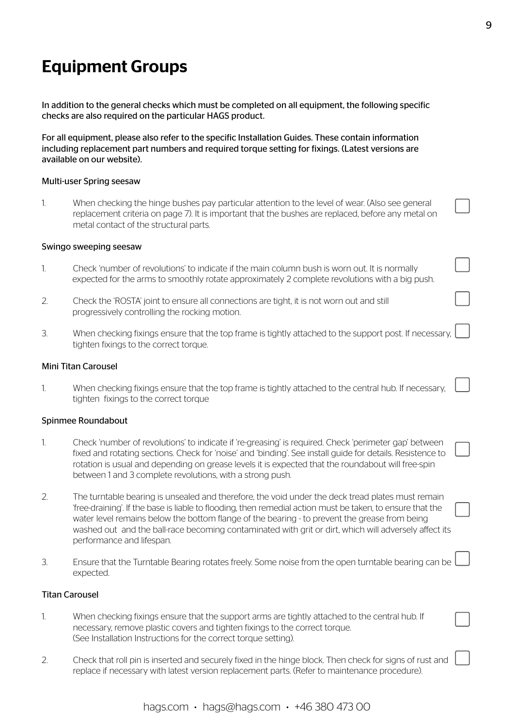# Equipment Groups

In addition to the general checks which must be completed on all equipment, the following specific checks are also required on the particular HAGS product.

For all equipment, please also refer to the specific Installation Guides. These contain information including replacement part numbers and required torque setting for fixings. (Latest versions are available on our website).

### Multi-user Spring seesaw

1. When checking the hinge bushes pay particular attention to the level of wear. (Also see general replacement criteria on page 7). It is important that the bushes are replaced, before any metal on metal contact of the structural parts. ☐

### Swingo sweeping seesaw

1. Check 'number of revolutions' to indicate if the main column bush is worn out. It is normally expected for the arms to smoothly rotate approximately 2 complete revolutions with a big push. ☐
2. Check the 'ROSTA' joint to ensure all connections are tight, it is not worn out and still progressively controlling the rocking motion. ☐
3. When checking fixings ensure that the top frame is tightly attached to the support post. If necessary, tighten fixings to the correct torque. ☐

### Mini Titan Carousel

1. When checking fixings ensure that the top frame is tightly attached to the central hub. If necessary, tighten fixings to the correct torque ☐

### Spinmee Roundabout

1. Check 'number of revolutions' to indicate if 're-greasing' is required. Check 'perimeter gap' between fixed and rotating sections. Check for 'noise' and 'binding'. See install guide for details. Resistence to rotation is usual and depending on grease levels it is expected that the roundabout will free-spin between 1 and 3 complete revolutions, with a strong push. ☐
2. The turntable bearing is unsealed and therefore, the void under the deck tread plates must remain 'free-draining'. If the base is liable to flooding, then remedial action must be taken, to ensure that the water level remains below the bottom flange of the bearing - to prevent the grease from being washed out and the ball-race becoming contaminated with grit or dirt, which will adversely affect its performance and lifespan. ☐
3. Ensure that the Turntable Bearing rotates freely. Some noise from the open turntable bearing can be expected. ☐

### Titan Carousel

1. When checking fixings ensure that the support arms are tightly attached to the central hub. If necessary, remove plastic covers and tighten fixings to the correct torque.
   (See Installation Instructions for the correct torque setting). ☐
2. Check that roll pin is inserted and securely fixed in the hinge block. Then check for signs of rust and replace if necessary with latest version replacement parts. (Refer to maintenance procedure). ☐

hags.com • hags@hags.com • +46 380 473 00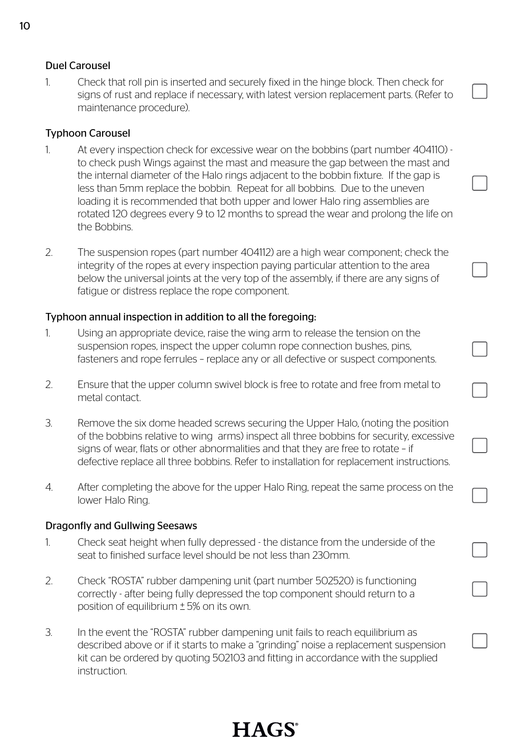### Duel Carousel

1. Check that roll pin is inserted and securely fixed in the hinge block. Then check for signs of rust and replace if necessary, with latest version replacement parts. (Refer to maintenance procedure). ☐

### Typhoon Carousel

1. At every inspection check for excessive wear on the bobbins (part number 404110) - to check push Wings against the mast and measure the gap between the mast and the internal diameter of the Halo rings adjacent to the bobbin fixture. If the gap is less than 5mm replace the bobbin. Repeat for all bobbins. Due to the uneven loading it is recommended that both upper and lower Halo ring assemblies are rotated 120 degrees every 9 to 12 months to spread the wear and prolong the life on the Bobbins. ☐

2. The suspension ropes (part number 404112) are a high wear component; check the integrity of the ropes at every inspection paying particular attention to the area below the universal joints at the very top of the assembly, if there are any signs of fatigue or distress replace the rope component. ☐

### Typhoon annual inspection in addition to all the foregoing:

1. Using an appropriate device, raise the wing arm to release the tension on the suspension ropes, inspect the upper column rope connection bushes, pins, fasteners and rope ferrules – replace any or all defective or suspect components. ☐

2. Ensure that the upper column swivel block is free to rotate and free from metal to metal contact. ☐

3. Remove the six dome headed screws securing the Upper Halo, (noting the position of the bobbins relative to wing arms) inspect all three bobbins for security, excessive signs of wear, flats or other abnormalities and that they are free to rotate – if defective replace all three bobbins. Refer to installation for replacement instructions. ☐

4. After completing the above for the upper Halo Ring, repeat the same process on the lower Halo Ring. ☐

### Dragonfly and Gullwing Seesaws

1. Check seat height when fully depressed - the distance from the underside of the seat to finished surface level should be not less than 230mm. ☐

2. Check "ROSTA" rubber dampening unit (part number 502520) is functioning correctly - after being fully depressed the top component should return to a position of equilibrium ± 5% on its own. ☐

3. In the event the "ROSTA" rubber dampening unit fails to reach equilibrium as described above or if it starts to make a "grinding" noise a replacement suspension kit can be ordered by quoting 502103 and fitting in accordance with the supplied instruction. ☐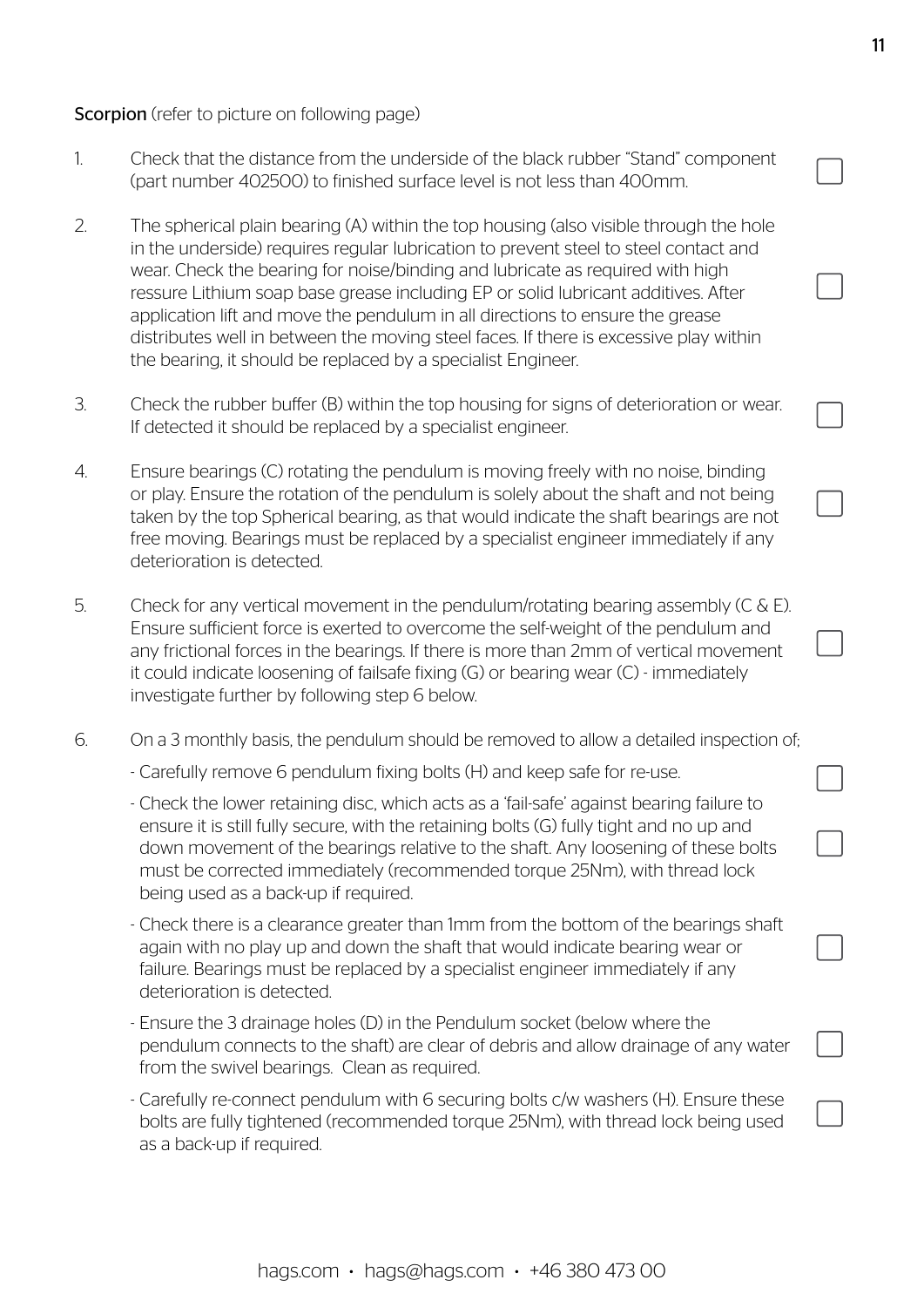**Scorpion** (refer to picture on following page)

1. Check that the distance from the underside of the black rubber "Stand" component (part number 402500) to finished surface level is not less than 400mm. ☐

2. The spherical plain bearing (A) within the top housing (also visible through the hole in the underside) requires regular lubrication to prevent steel to steel contact and wear. Check the bearing for noise/binding and lubricate as required with high ressure Lithium soap base grease including EP or solid lubricant additives. After application lift and move the pendulum in all directions to ensure the grease distributes well in between the moving steel faces. If there is excessive play within the bearing, it should be replaced by a specialist Engineer. ☐

3. Check the rubber buffer (B) within the top housing for signs of deterioration or wear. If detected it should be replaced by a specialist engineer. ☐

4. Ensure bearings (C) rotating the pendulum is moving freely with no noise, binding or play. Ensure the rotation of the pendulum is solely about the shaft and not being taken by the top Spherical bearing, as that would indicate the shaft bearings are not free moving. Bearings must be replaced by a specialist engineer immediately if any deterioration is detected. ☐

5. Check for any vertical movement in the pendulum/rotating bearing assembly (C & E). Ensure sufficient force is exerted to overcome the self-weight of the pendulum and any frictional forces in the bearings. If there is more than 2mm of vertical movement it could indicate loosening of failsafe fixing (G) or bearing wear (C) - immediately investigate further by following step 6 below. ☐

6. On a 3 monthly basis, the pendulum should be removed to allow a detailed inspection of;
   - Carefully remove 6 pendulum fixing bolts (H) and keep safe for re-use. ☐
   - Check the lower retaining disc, which acts as a 'fail-safe' against bearing failure to ensure it is still fully secure, with the retaining bolts (G) fully tight and no up and down movement of the bearings relative to the shaft. Any loosening of these bolts must be corrected immediately (recommended torque 25Nm), with thread lock being used as a back-up if required. ☐
   - Check there is a clearance greater than 1mm from the bottom of the bearings shaft again with no play up and down the shaft that would indicate bearing wear or failure. Bearings must be replaced by a specialist engineer immediately if any deterioration is detected. ☐
   - Ensure the 3 drainage holes (D) in the Pendulum socket (below where the pendulum connects to the shaft) are clear of debris and allow drainage of any water from the swivel bearings. Clean as required. ☐
   - Carefully re-connect pendulum with 6 securing bolts c/w washers (H). Ensure these bolts are fully tightened (recommended torque 25Nm), with thread lock being used as a back-up if required. ☐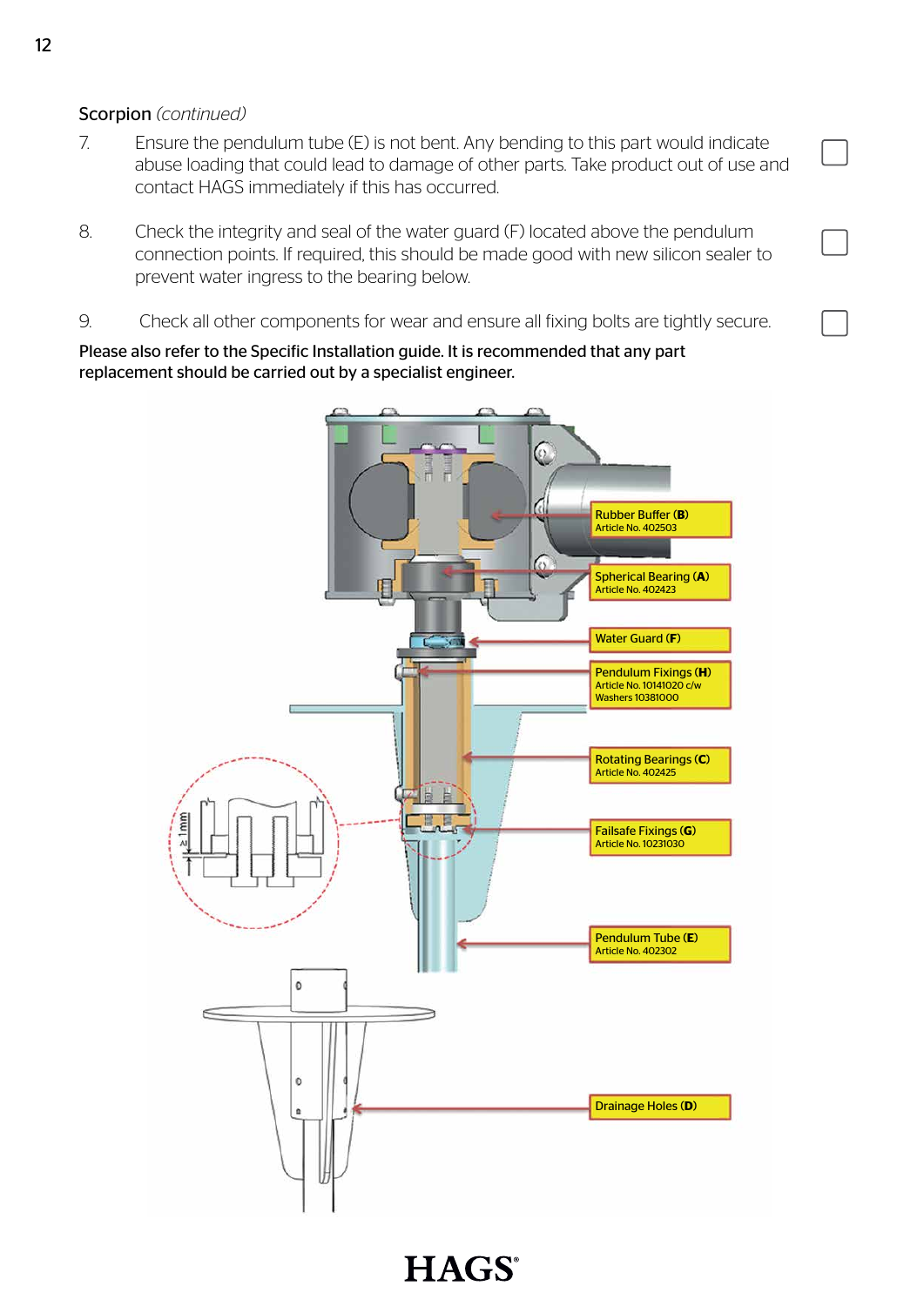Scorpion *(continued)*

7. Ensure the pendulum tube (E) is not bent. Any bending to this part would indicate abuse loading that could lead to damage of other parts. Take product out of use and contact HAGS immediately if this has occurred. ☐

8. Check the integrity and seal of the water guard (F) located above the pendulum connection points. If required, this should be made good with new silicon sealer to prevent water ingress to the bearing below. ☐

9. Check all other components for wear and ensure all fixing bolts are tightly secure. ☐

**Please also refer to the Specific Installation guide. It is recommended that any part replacement should be carried out by a specialist engineer.**

1mm

**Rubber Buffer (B)**
Article No. 402503

**Spherical Bearing (A)**
Article No. 402423

**Water Guard (F)**

**Pendulum Fixings (H)**
Article No. 10141020 c/w Washers 10381000

**Rotating Bearings (C)**
Article No. 402425

**Failsafe Fixings (G)**
Article No. 10231030

**Pendulum Tube (E)**
Article No. 402302

**Drainage Holes (D)**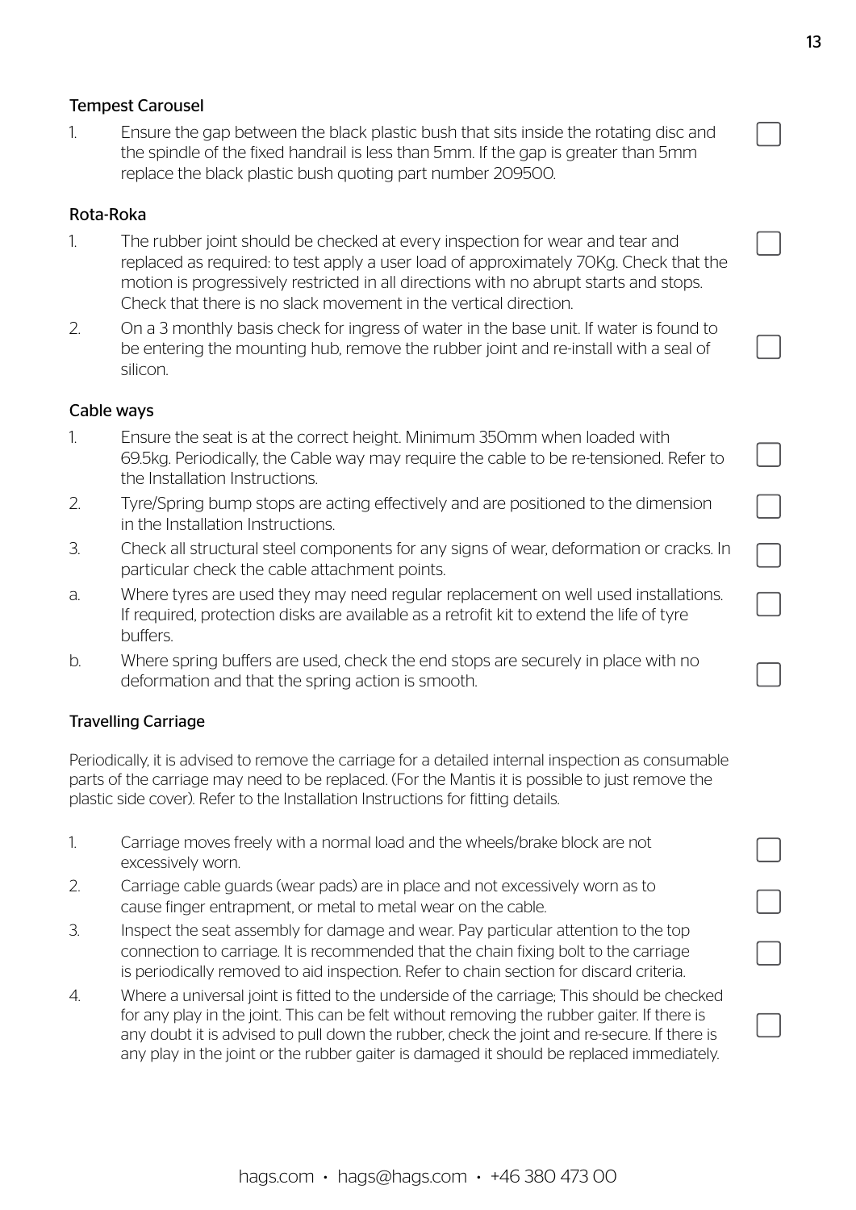### Tempest Carousel

1. Ensure the gap between the black plastic bush that sits inside the rotating disc and the spindle of the fixed handrail is less than 5mm. If the gap is greater than 5mm replace the black plastic bush quoting part number 209500. ☐

### Rota-Roka

1. The rubber joint should be checked at every inspection for wear and tear and replaced as required: to test apply a user load of approximately 70Kg. Check that the motion is progressively restricted in all directions with no abrupt starts and stops. Check that there is no slack movement in the vertical direction. ☐
2. On a 3 monthly basis check for ingress of water in the base unit. If water is found to be entering the mounting hub, remove the rubber joint and re-install with a seal of silicon. ☐

### Cable ways

1. Ensure the seat is at the correct height. Minimum 350mm when loaded with 69.5kg. Periodically, the Cable way may require the cable to be re-tensioned. Refer to the Installation Instructions. ☐
2. Tyre/Spring bump stops are acting effectively and are positioned to the dimension in the Installation Instructions. ☐
3. Check all structural steel components for any signs of wear, deformation or cracks. In particular check the cable attachment points. ☐

a. Where tyres are used they may need regular replacement on well used installations. If required, protection disks are available as a retrofit kit to extend the life of tyre buffers. ☐

b. Where spring buffers are used, check the end stops are securely in place with no deformation and that the spring action is smooth. ☐

### Travelling Carriage

Periodically, it is advised to remove the carriage for a detailed internal inspection as consumable parts of the carriage may need to be replaced. (For the Mantis it is possible to just remove the plastic side cover). Refer to the Installation Instructions for fitting details.

1. Carriage moves freely with a normal load and the wheels/brake block are not excessively worn. ☐
2. Carriage cable guards (wear pads) are in place and not excessively worn as to cause finger entrapment, or metal to metal wear on the cable. ☐
3. Inspect the seat assembly for damage and wear. Pay particular attention to the top connection to carriage. It is recommended that the chain fixing bolt to the carriage is periodically removed to aid inspection. Refer to chain section for discard criteria. ☐
4. Where a universal joint is fitted to the underside of the carriage; This should be checked for any play in the joint. This can be felt without removing the rubber gaiter. If there is any doubt it is advised to pull down the rubber, check the joint and re-secure. If there is any play in the joint or the rubber gaiter is damaged it should be replaced immediately. ☐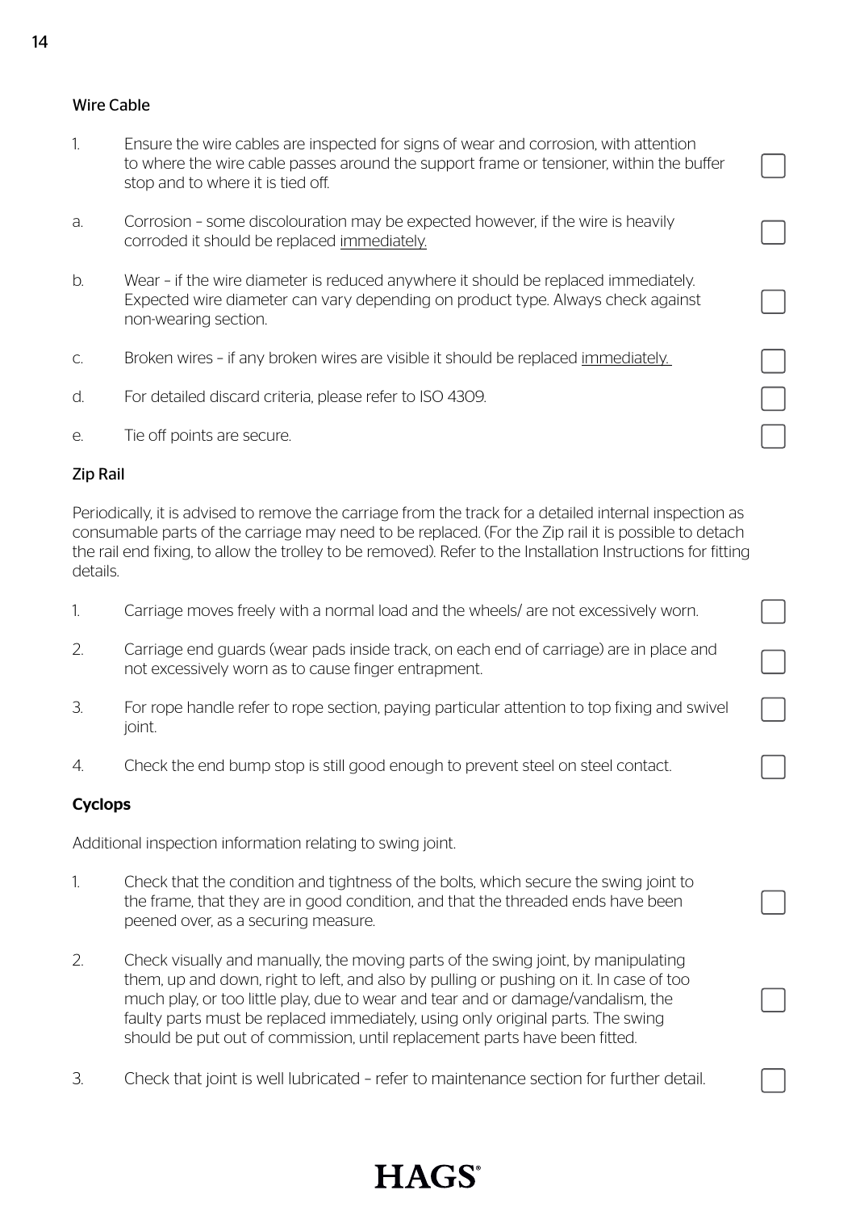## Wire Cable

1. Ensure the wire cables are inspected for signs of wear and corrosion, with attention to where the wire cable passes around the support frame or tensioner, within the buffer stop and to where it is tied off. ☐

a. Corrosion – some discolouration may be expected however, if the wire is heavily corroded it should be replaced <u>immediately.</u> ☐

b. Wear – if the wire diameter is reduced anywhere it should be replaced immediately. Expected wire diameter can vary depending on product type. Always check against non-wearing section. ☐

c. Broken wires – if any broken wires are visible it should be replaced <u>immediately.</u> ☐

d. For detailed discard criteria, please refer to ISO 4309. ☐

e. Tie off points are secure. ☐

## Zip Rail

Periodically, it is advised to remove the carriage from the track for a detailed internal inspection as consumable parts of the carriage may need to be replaced. (For the Zip rail it is possible to detach the rail end fixing, to allow the trolley to be removed). Refer to the Installation Instructions for fitting details.

1. Carriage moves freely with a normal load and the wheels/ are not excessively worn. ☐
2. Carriage end guards (wear pads inside track, on each end of carriage) are in place and not excessively worn as to cause finger entrapment. ☐
3. For rope handle refer to rope section, paying particular attention to top fixing and swivel joint. ☐
4. Check the end bump stop is still good enough to prevent steel on steel contact. ☐

## Cyclops

Additional inspection information relating to swing joint.

1. Check that the condition and tightness of the bolts, which secure the swing joint to the frame, that they are in good condition, and that the threaded ends have been peened over, as a securing measure. ☐
2. Check visually and manually, the moving parts of the swing joint, by manipulating them, up and down, right to left, and also by pulling or pushing on it. In case of too much play, or too little play, due to wear and tear and or damage/vandalism, the faulty parts must be replaced immediately, using only original parts. The swing should be put out of commission, until replacement parts have been fitted. ☐
3. Check that joint is well lubricated – refer to maintenance section for further detail. ☐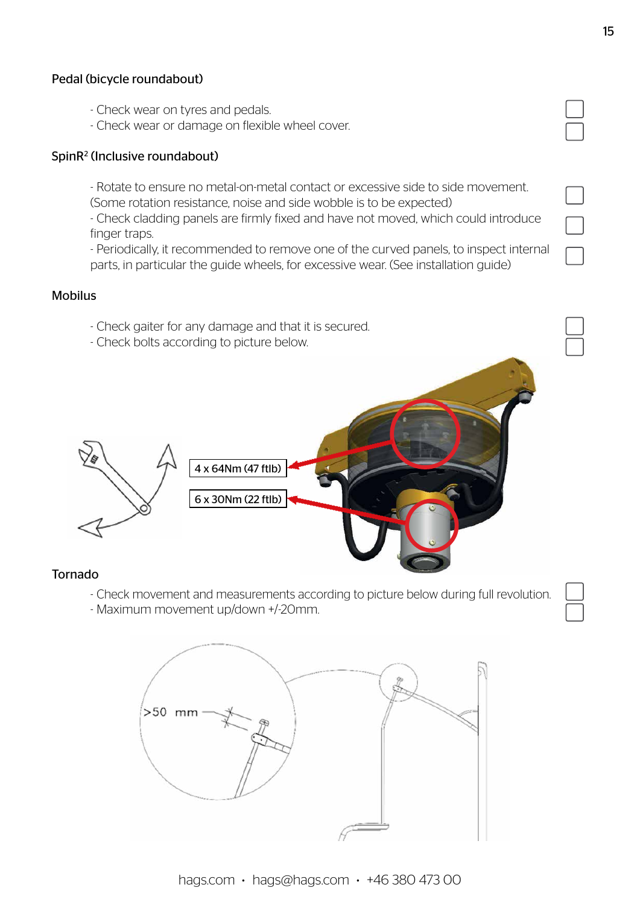### Pedal (bicycle roundabout)

- Check wear on tyres and pedals.
- Check wear or damage on flexible wheel cover.

### SpinR² (Inclusive roundabout)

- Rotate to ensure no metal-on-metal contact or excessive side to side movement. (Some rotation resistance, noise and side wobble is to be expected)
- Check cladding panels are firmly fixed and have not moved, which could introduce finger traps.
- Periodically, it recommended to remove one of the curved panels, to inspect internal parts, in particular the guide wheels, for excessive wear. (See installation guide)

### Mobilus

- Check gaiter for any damage and that it is secured.
- Check bolts according to picture below.

4 x 64Nm (47 ftlb)

6 x 30Nm (22 ftlb)

### Tornado

- Check movement and measurements according to picture below during full revolution.
- Maximum movement up/down +/-20mm.

>50 mm

hags.com • hags@hags.com • +46 380 473 00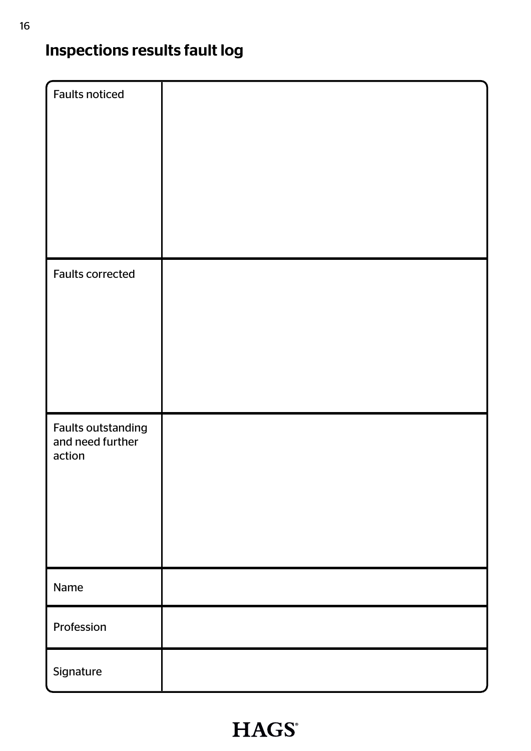## Inspections results fault log

| | |
|---|---|
| Faults noticed | |
| Faults corrected | |
| Faults outstanding and need further action | |
| Name | |
| Profession | |
| Signature | |

HAGS®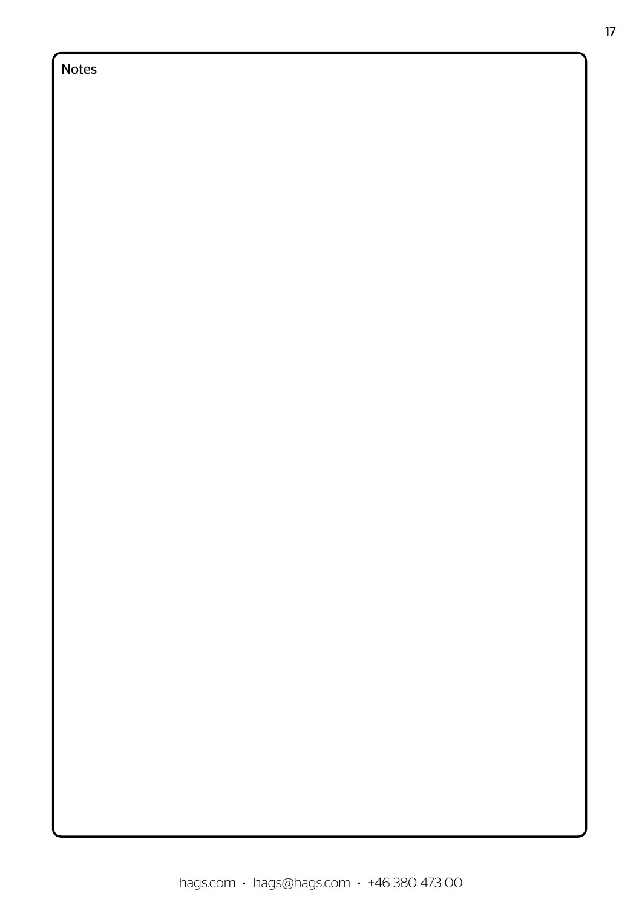Notes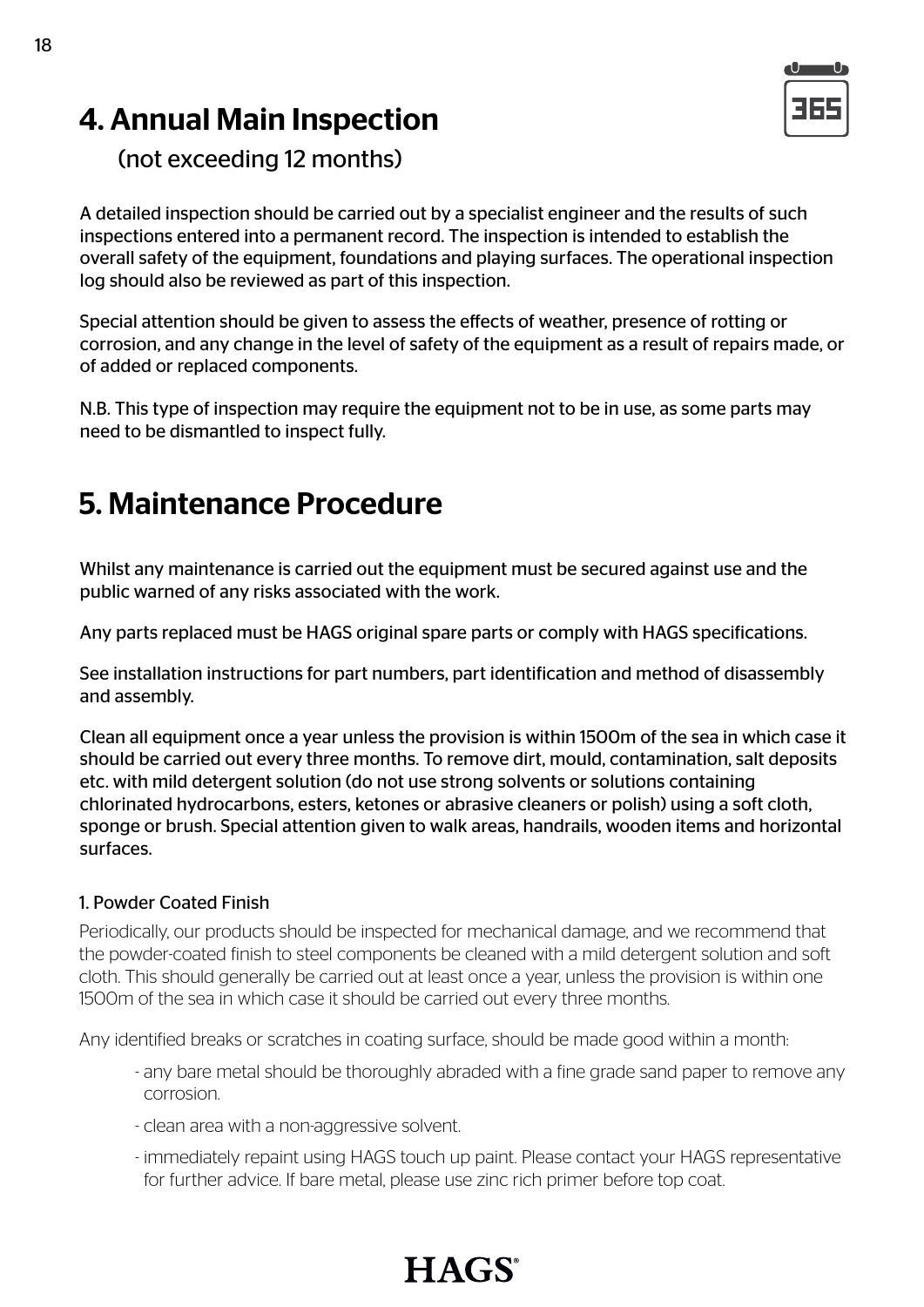# 4. Annual Main Inspection

(not exceeding 12 months)

A detailed inspection should be carried out by a specialist engineer and the results of such inspections entered into a permanent record. The inspection is intended to establish the overall safety of the equipment, foundations and playing surfaces. The operational inspection log should also be reviewed as part of this inspection.

Special attention should be given to assess the effects of weather, presence of rotting or corrosion, and any change in the level of safety of the equipment as a result of repairs made, or of added or replaced components.

N.B. This type of inspection may require the equipment not to be in use, as some parts may need to be dismantled to inspect fully.

# 5. Maintenance Procedure

Whilst any maintenance is carried out the equipment must be secured against use and the public warned of any risks associated with the work.

Any parts replaced must be HAGS original spare parts or comply with HAGS specifications.

See installation instructions for part numbers, part identification and method of disassembly and assembly.

Clean all equipment once a year unless the provision is within 1500m of the sea in which case it should be carried out every three months. To remove dirt, mould, contamination, salt deposits etc. with mild detergent solution (do not use strong solvents or solutions containing chlorinated hydrocarbons, esters, ketones or abrasive cleaners or polish) using a soft cloth, sponge or brush. Special attention given to walk areas, handrails, wooden items and horizontal surfaces.

### 1. Powder Coated Finish

Periodically, our products should be inspected for mechanical damage, and we recommend that the powder-coated finish to steel components be cleaned with a mild detergent solution and soft cloth. This should generally be carried out at least once a year, unless the provision is within one 1500m of the sea in which case it should be carried out every three months.

Any identified breaks or scratches in coating surface, should be made good within a month:

- any bare metal should be thoroughly abraded with a fine grade sand paper to remove any corrosion.
- clean area with a non-aggressive solvent.
- immediately repaint using HAGS touch up paint. Please contact your HAGS representative for further advice. If bare metal, please use zinc rich primer before top coat.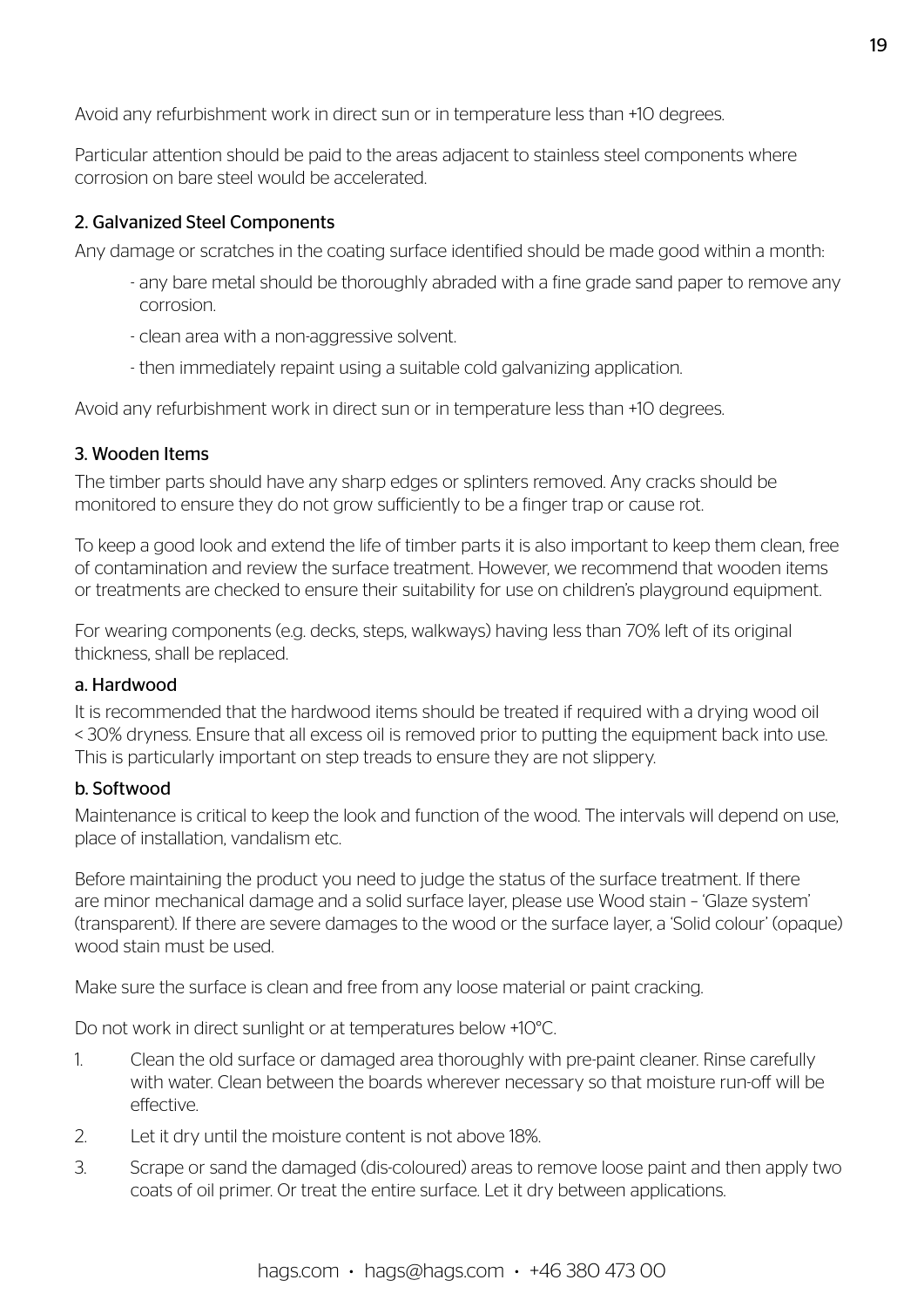Avoid any refurbishment work in direct sun or in temperature less than +10 degrees.

Particular attention should be paid to the areas adjacent to stainless steel components where corrosion on bare steel would be accelerated.

## 2. Galvanized Steel Components

Any damage or scratches in the coating surface identified should be made good within a month:

- any bare metal should be thoroughly abraded with a fine grade sand paper to remove any corrosion.
- clean area with a non-aggressive solvent.
- then immediately repaint using a suitable cold galvanizing application.

Avoid any refurbishment work in direct sun or in temperature less than +10 degrees.

## 3. Wooden Items

The timber parts should have any sharp edges or splinters removed. Any cracks should be monitored to ensure they do not grow sufficiently to be a finger trap or cause rot.

To keep a good look and extend the life of timber parts it is also important to keep them clean, free of contamination and review the surface treatment. However, we recommend that wooden items or treatments are checked to ensure their suitability for use on children's playground equipment.

For wearing components (e.g. decks, steps, walkways) having less than 70% left of its original thickness, shall be replaced.

### a. Hardwood

It is recommended that the hardwood items should be treated if required with a drying wood oil < 30% dryness. Ensure that all excess oil is removed prior to putting the equipment back into use. This is particularly important on step treads to ensure they are not slippery.

### b. Softwood

Maintenance is critical to keep the look and function of the wood. The intervals will depend on use, place of installation, vandalism etc.

Before maintaining the product you need to judge the status of the surface treatment. If there are minor mechanical damage and a solid surface layer, please use Wood stain – 'Glaze system' (transparent). If there are severe damages to the wood or the surface layer, a 'Solid colour' (opaque) wood stain must be used.

Make sure the surface is clean and free from any loose material or paint cracking.

Do not work in direct sunlight or at temperatures below +10°C.

1. Clean the old surface or damaged area thoroughly with pre-paint cleaner. Rinse carefully with water. Clean between the boards wherever necessary so that moisture run-off will be effective.
2. Let it dry until the moisture content is not above 18%.
3. Scrape or sand the damaged (dis-coloured) areas to remove loose paint and then apply two coats of oil primer. Or treat the entire surface. Let it dry between applications.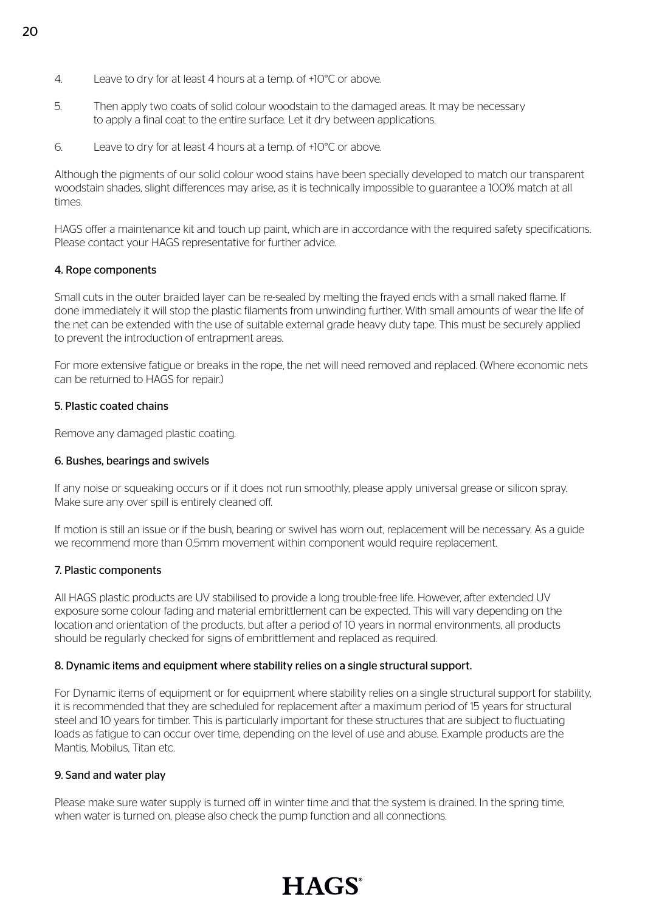4. Leave to dry for at least 4 hours at a temp. of +10°C or above.

5. Then apply two coats of solid colour woodstain to the damaged areas. It may be necessary to apply a final coat to the entire surface. Let it dry between applications.

6. Leave to dry for at least 4 hours at a temp. of +10°C or above.

Although the pigments of our solid colour wood stains have been specially developed to match our transparent woodstain shades, slight differences may arise, as it is technically impossible to guarantee a 100% match at all times.

HAGS offer a maintenance kit and touch up paint, which are in accordance with the required safety specifications. Please contact your HAGS representative for further advice.

### 4. Rope components

Small cuts in the outer braided layer can be re-sealed by melting the frayed ends with a small naked flame. If done immediately it will stop the plastic filaments from unwinding further. With small amounts of wear the life of the net can be extended with the use of suitable external grade heavy duty tape. This must be securely applied to prevent the introduction of entrapment areas.

For more extensive fatigue or breaks in the rope, the net will need removed and replaced. (Where economic nets can be returned to HAGS for repair.)

### 5. Plastic coated chains

Remove any damaged plastic coating.

### 6. Bushes, bearings and swivels

If any noise or squeaking occurs or if it does not run smoothly, please apply universal grease or silicon spray. Make sure any over spill is entirely cleaned off.

If motion is still an issue or if the bush, bearing or swivel has worn out, replacement will be necessary. As a guide we recommend more than 0.5mm movement within component would require replacement.

### 7. Plastic components

All HAGS plastic products are UV stabilised to provide a long trouble-free life. However, after extended UV exposure some colour fading and material embrittlement can be expected. This will vary depending on the location and orientation of the products, but after a period of 10 years in normal environments, all products should be regularly checked for signs of embrittlement and replaced as required.

### 8. Dynamic items and equipment where stability relies on a single structural support.

For Dynamic items of equipment or for equipment where stability relies on a single structural support for stability, it is recommended that they are scheduled for replacement after a maximum period of 15 years for structural steel and 10 years for timber. This is particularly important for these structures that are subject to fluctuating loads as fatigue to can occur over time, depending on the level of use and abuse. Example products are the Mantis, Mobilus, Titan etc.

### 9. Sand and water play

Please make sure water supply is turned off in winter time and that the system is drained. In the spring time, when water is turned on, please also check the pump function and all connections.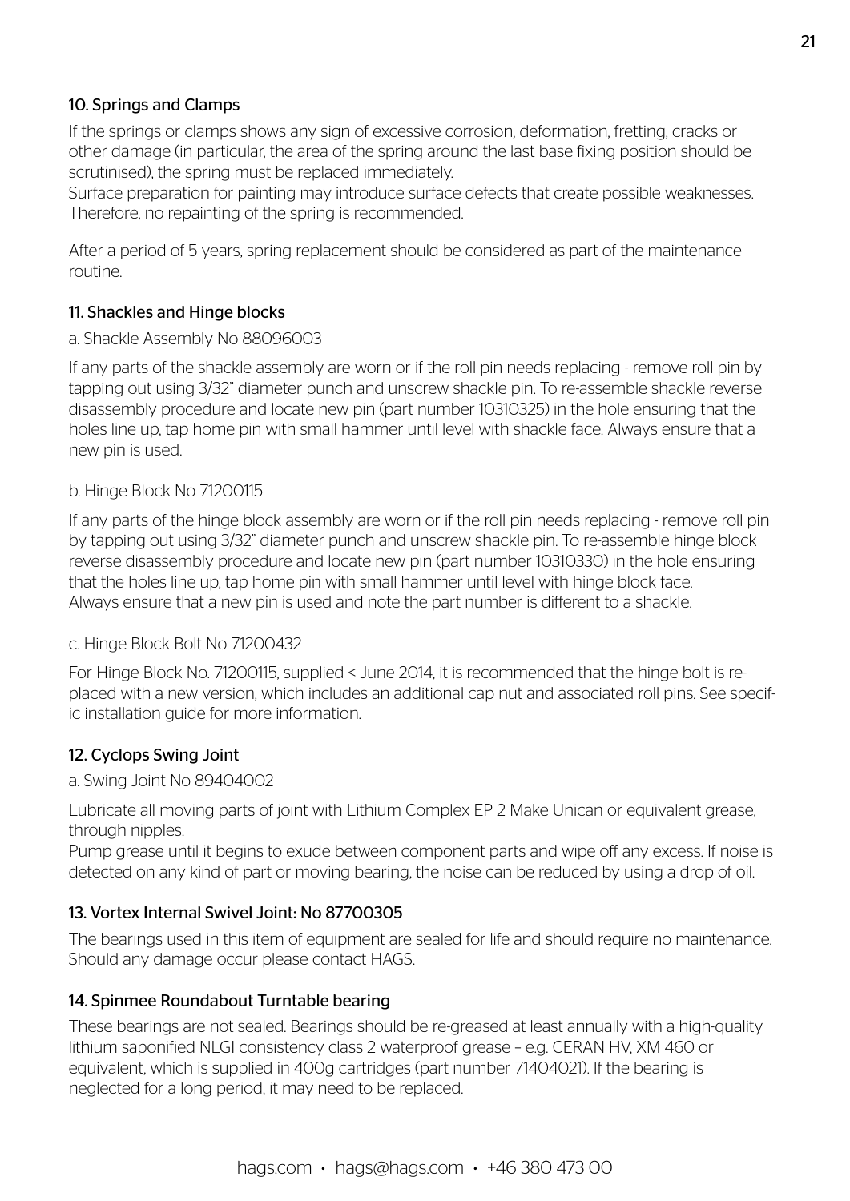## 10. Springs and Clamps

If the springs or clamps shows any sign of excessive corrosion, deformation, fretting, cracks or other damage (in particular, the area of the spring around the last base fixing position should be scrutinised), the spring must be replaced immediately.
Surface preparation for painting may introduce surface defects that create possible weaknesses. Therefore, no repainting of the spring is recommended.

After a period of 5 years, spring replacement should be considered as part of the maintenance routine.

## 11. Shackles and Hinge blocks

a. Shackle Assembly No 88096003

If any parts of the shackle assembly are worn or if the roll pin needs replacing - remove roll pin by tapping out using 3/32" diameter punch and unscrew shackle pin. To re-assemble shackle reverse disassembly procedure and locate new pin (part number 10310325) in the hole ensuring that the holes line up, tap home pin with small hammer until level with shackle face. Always ensure that a new pin is used.

b. Hinge Block No 71200115

If any parts of the hinge block assembly are worn or if the roll pin needs replacing - remove roll pin by tapping out using 3/32" diameter punch and unscrew shackle pin. To re-assemble hinge block reverse disassembly procedure and locate new pin (part number 10310330) in the hole ensuring that the holes line up, tap home pin with small hammer until level with hinge block face.
Always ensure that a new pin is used and note the part number is different to a shackle.

c. Hinge Block Bolt No 71200432

For Hinge Block No. 71200115, supplied < June 2014, it is recommended that the hinge bolt is replaced with a new version, which includes an additional cap nut and associated roll pins. See specific installation guide for more information.

## 12. Cyclops Swing Joint

a. Swing Joint No 89404002

Lubricate all moving parts of joint with Lithium Complex EP 2 Make Unican or equivalent grease, through nipples.
Pump grease until it begins to exude between component parts and wipe off any excess. If noise is detected on any kind of part or moving bearing, the noise can be reduced by using a drop of oil.

## 13. Vortex Internal Swivel Joint: No 87700305

The bearings used in this item of equipment are sealed for life and should require no maintenance. Should any damage occur please contact HAGS.

## 14. Spinmee Roundabout Turntable bearing

These bearings are not sealed. Bearings should be re-greased at least annually with a high-quality lithium saponified NLGI consistency class 2 waterproof grease – e.g. CERAN HV, XM 460 or equivalent, which is supplied in 400g cartridges (part number 71404021). If the bearing is neglected for a long period, it may need to be replaced.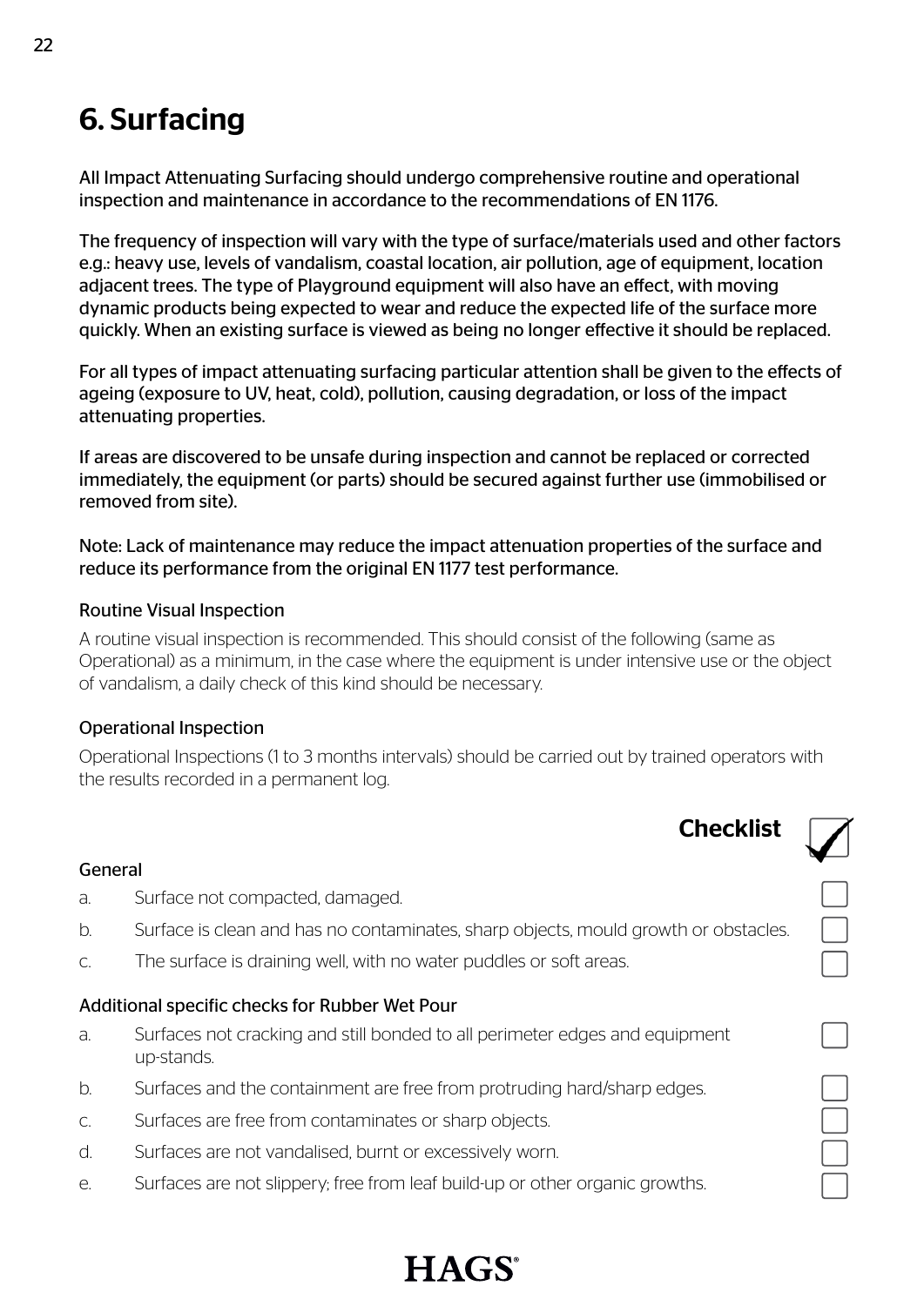# 6. Surfacing

All Impact Attenuating Surfacing should undergo comprehensive routine and operational inspection and maintenance in accordance to the recommendations of EN 1176.

The frequency of inspection will vary with the type of surface/materials used and other factors e.g.: heavy use, levels of vandalism, coastal location, air pollution, age of equipment, location adjacent trees. The type of Playground equipment will also have an effect, with moving dynamic products being expected to wear and reduce the expected life of the surface more quickly. When an existing surface is viewed as being no longer effective it should be replaced.

For all types of impact attenuating surfacing particular attention shall be given to the effects of ageing (exposure to UV, heat, cold), pollution, causing degradation, or loss of the impact attenuating properties.

If areas are discovered to be unsafe during inspection and cannot be replaced or corrected immediately, the equipment (or parts) should be secured against further use (immobilised or removed from site).

Note: Lack of maintenance may reduce the impact attenuation properties of the surface and reduce its performance from the original EN 1177 test performance.

### Routine Visual Inspection

A routine visual inspection is recommended. This should consist of the following (same as Operational) as a minimum, in the case where the equipment is under intensive use or the object of vandalism, a daily check of this kind should be necessary.

### Operational Inspection

Operational Inspections (1 to 3 months intervals) should be carried out by trained operators with the results recorded in a permanent log.

## Checklist

### General

- [ ] a. Surface not compacted, damaged.
- [ ] b. Surface is clean and has no contaminates, sharp objects, mould growth or obstacles.
- [ ] c. The surface is draining well, with no water puddles or soft areas.

### Additional specific checks for Rubber Wet Pour

- [ ] a. Surfaces not cracking and still bonded to all perimeter edges and equipment up-stands.
- [ ] b. Surfaces and the containment are free from protruding hard/sharp edges.
- [ ] c. Surfaces are free from contaminates or sharp objects.
- [ ] d. Surfaces are not vandalised, burnt or excessively worn.
- [ ] e. Surfaces are not slippery; free from leaf build-up or other organic growths.

HAGS®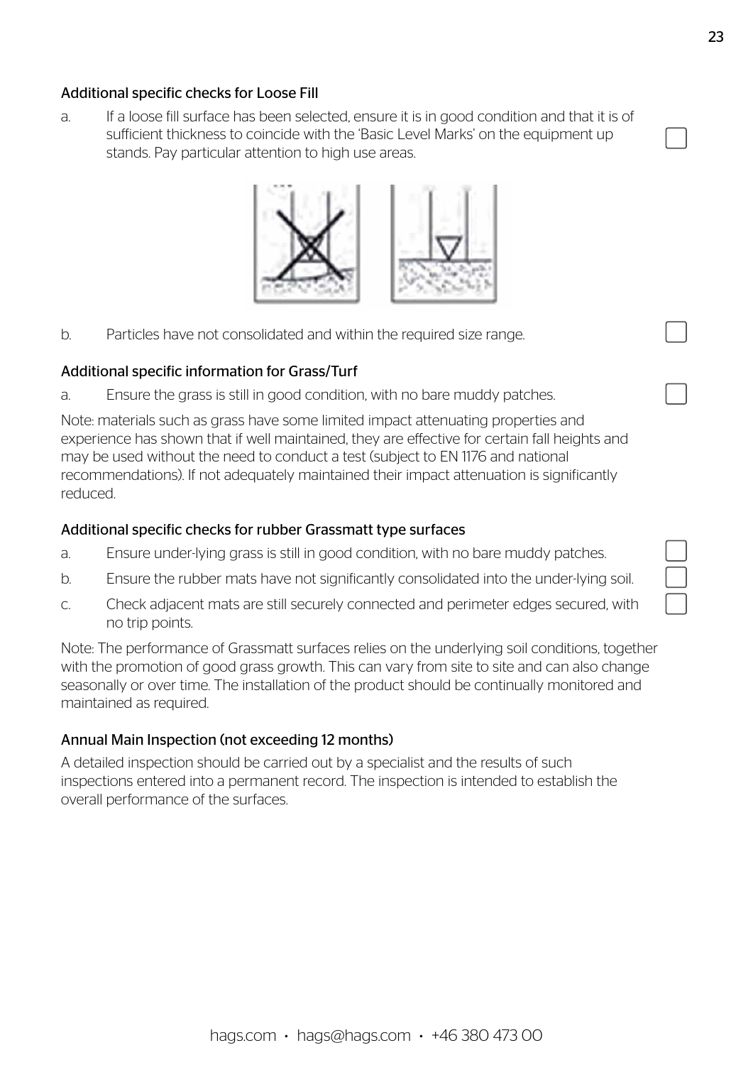### Additional specific checks for Loose Fill

a. If a loose fill surface has been selected, ensure it is in good condition and that it is of sufficient thickness to coincide with the 'Basic Level Marks' on the equipment up stands. Pay particular attention to high use areas. ☐

b. Particles have not consolidated and within the required size range. ☐

### Additional specific information for Grass/Turf

a. Ensure the grass is still in good condition, with no bare muddy patches. ☐

Note: materials such as grass have some limited impact attenuating properties and experience has shown that if well maintained, they are effective for certain fall heights and may be used without the need to conduct a test (subject to EN 1176 and national recommendations). If not adequately maintained their impact attenuation is significantly reduced.

### Additional specific checks for rubber Grassmatt type surfaces

a. Ensure under-lying grass is still in good condition, with no bare muddy patches. ☐

b. Ensure the rubber mats have not significantly consolidated into the under-lying soil. ☐

c. Check adjacent mats are still securely connected and perimeter edges secured, with no trip points. ☐

Note: The performance of Grassmatt surfaces relies on the underlying soil conditions, together with the promotion of good grass growth. This can vary from site to site and can also change seasonally or over time. The installation of the product should be continually monitored and maintained as required.

### Annual Main Inspection (not exceeding 12 months)

A detailed inspection should be carried out by a specialist and the results of such inspections entered into a permanent record. The inspection is intended to establish the overall performance of the surfaces.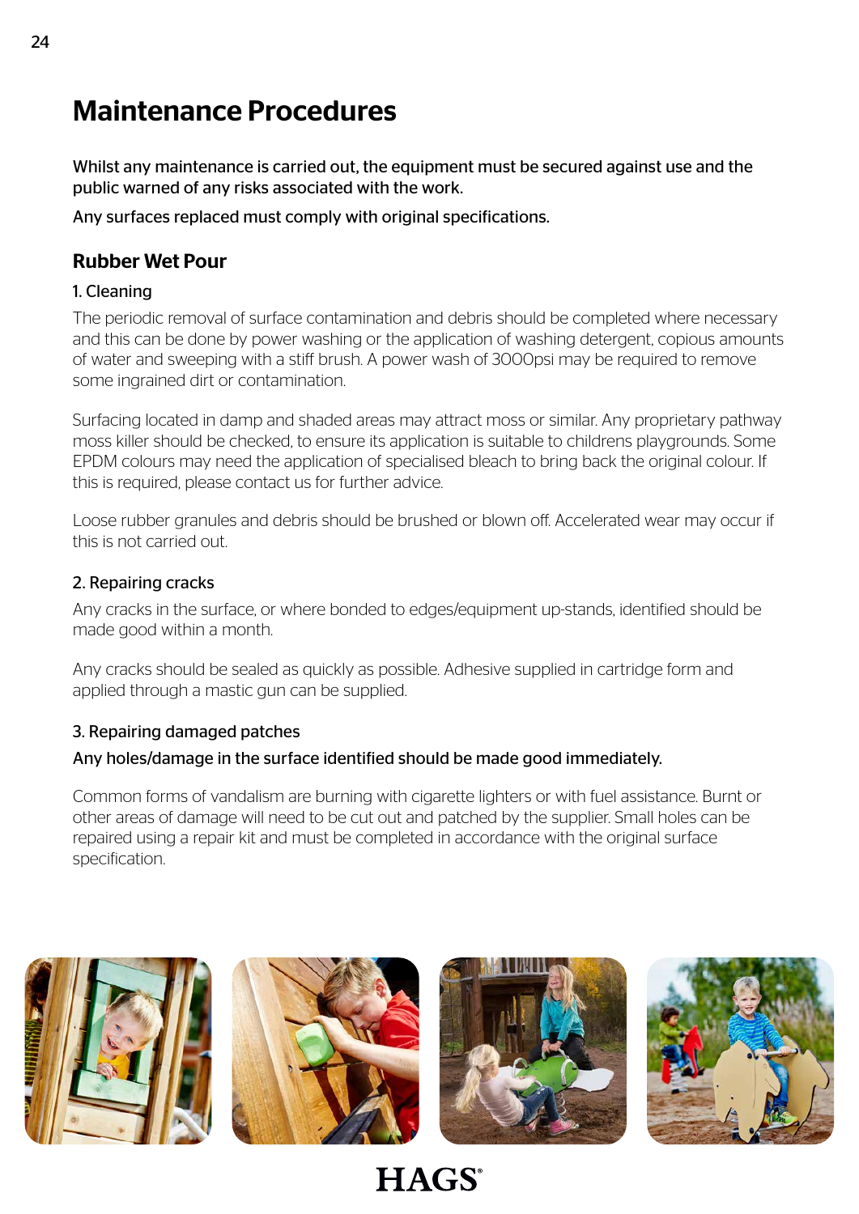# Maintenance Procedures

Whilst any maintenance is carried out, the equipment must be secured against use and the public warned of any risks associated with the work.

Any surfaces replaced must comply with original specifications.

## Rubber Wet Pour

### 1. Cleaning

The periodic removal of surface contamination and debris should be completed where necessary and this can be done by power washing or the application of washing detergent, copious amounts of water and sweeping with a stiff brush. A power wash of 3000psi may be required to remove some ingrained dirt or contamination.

Surfacing located in damp and shaded areas may attract moss or similar. Any proprietary pathway moss killer should be checked, to ensure its application is suitable to childrens playgrounds. Some EPDM colours may need the application of specialised bleach to bring back the original colour. If this is required, please contact us for further advice.

Loose rubber granules and debris should be brushed or blown off. Accelerated wear may occur if this is not carried out.

### 2. Repairing cracks

Any cracks in the surface, or where bonded to edges/equipment up-stands, identified should be made good within a month.

Any cracks should be sealed as quickly as possible. Adhesive supplied in cartridge form and applied through a mastic gun can be supplied.

### 3. Repairing damaged patches

Any holes/damage in the surface identified should be made good immediately.

Common forms of vandalism are burning with cigarette lighters or with fuel assistance. Burnt or other areas of damage will need to be cut out and patched by the supplier. Small holes can be repaired using a repair kit and must be completed in accordance with the original surface specification.

HAGS®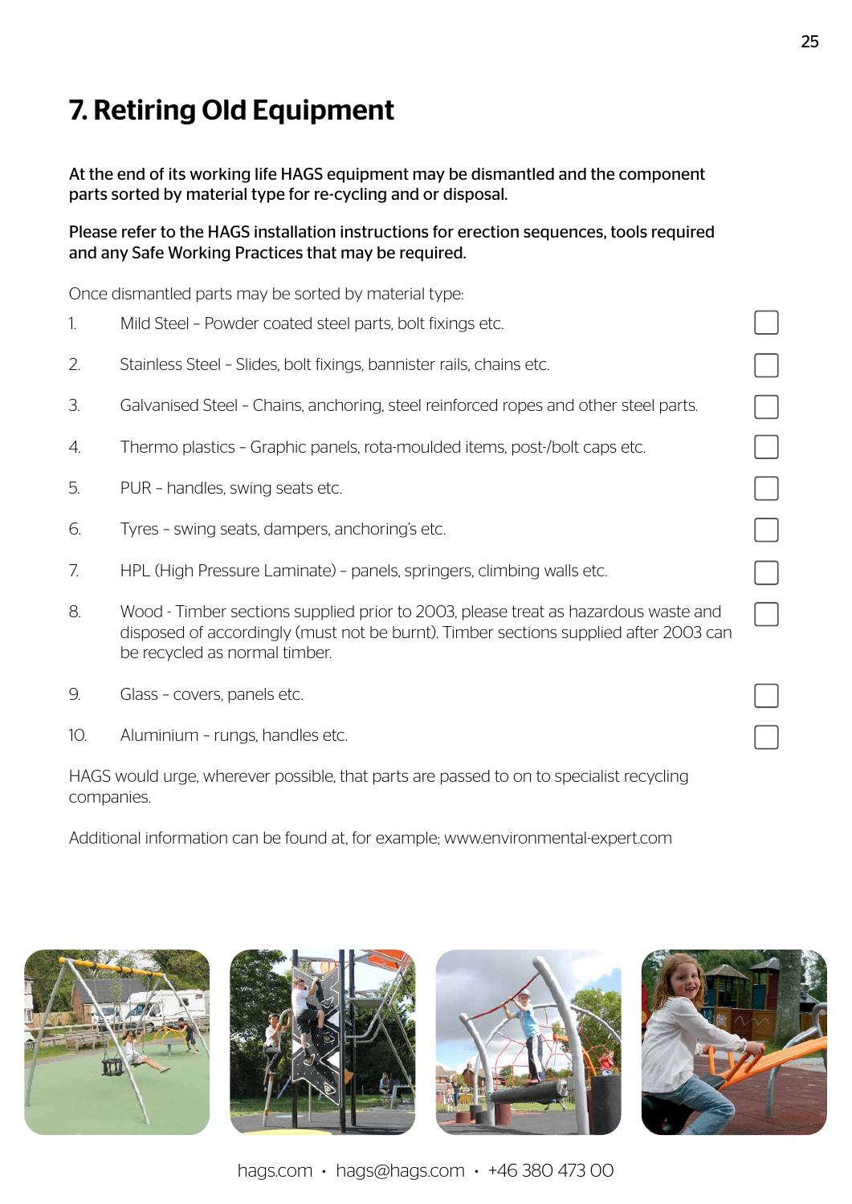# 7. Retiring Old Equipment

**At the end of its working life HAGS equipment may be dismantled and the component parts sorted by material type for re-cycling and or disposal.**

**Please refer to the HAGS installation instructions for erection sequences, tools required and any Safe Working Practices that may be required.**

Once dismantled parts may be sorted by material type:

1. Mild Steel – Powder coated steel parts, bolt fixings etc. ☐
2. Stainless Steel – Slides, bolt fixings, bannister rails, chains etc. ☐
3. Galvanised Steel – Chains, anchoring, steel reinforced ropes and other steel parts. ☐
4. Thermo plastics – Graphic panels, rota-moulded items, post-/bolt caps etc. ☐
5. PUR – handles, swing seats etc. ☐
6. Tyres – swing seats, dampers, anchoring's etc. ☐
7. HPL (High Pressure Laminate) – panels, springers, climbing walls etc. ☐
8. Wood - Timber sections supplied prior to 2003, please treat as hazardous waste and disposed of accordingly (must not be burnt). Timber sections supplied after 2003 can be recycled as normal timber. ☐
9. Glass – covers, panels etc. ☐
10. Aluminium – rungs, handles etc. ☐

HAGS would urge, wherever possible, that parts are passed to on to specialist recycling companies.

Additional information can be found at, for example; www.environmental-expert.com

hags.com • hags@hags.com • +46 380 473 00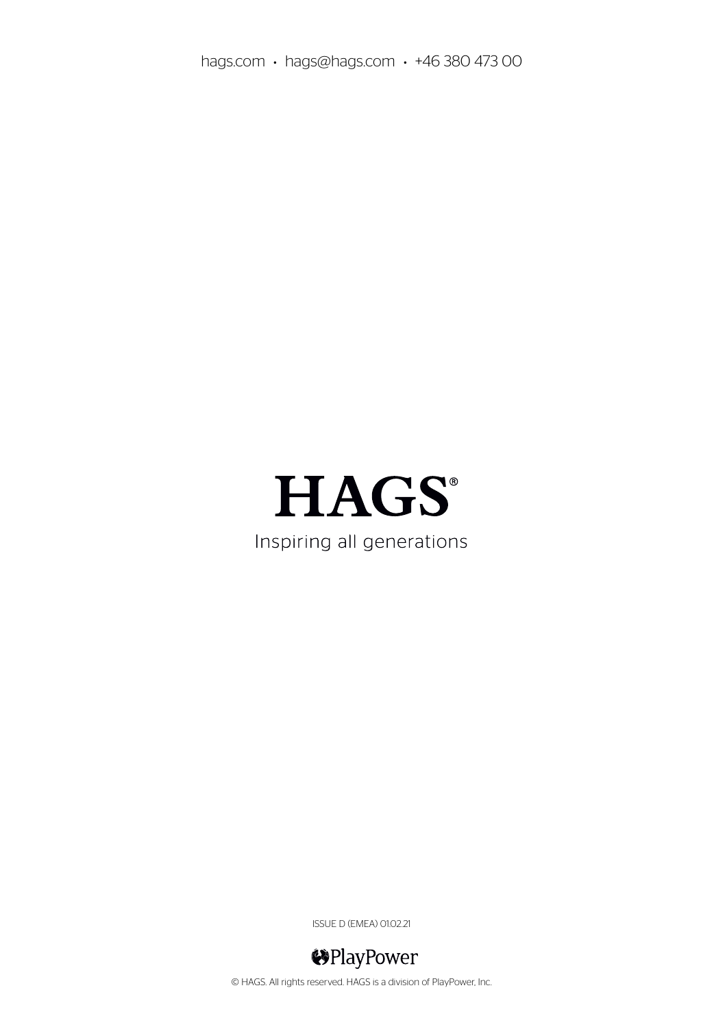hags.com • hags@hags.com • +46 380 473 00

# HAGS®

Inspiring all generations

ISSUE D (EMEA) 01.02.21

PlayPower

© HAGS. All rights reserved. HAGS is a division of PlayPower, Inc.